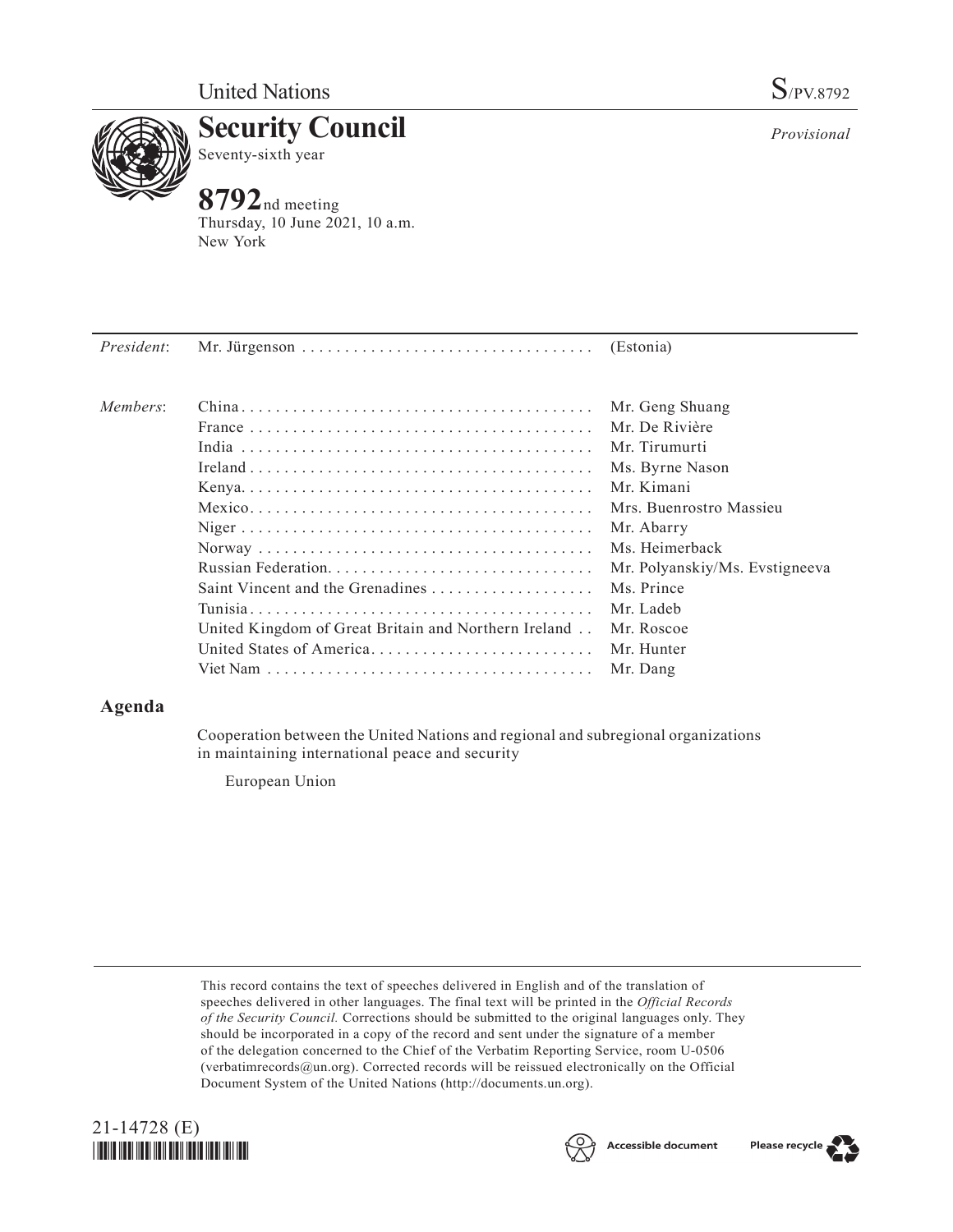United Nations

S/PV.8792

# Security Council

Seventy-sixth year

*Provisional*

**8792**nd meeting
Thursday, 10 June 2021, 10 a.m.
New York

| | | |
|---|---|---|
| *President*: | Mr. Jürgenson | (Estonia) |
| *Members*: | China | Mr. Geng Shuang |
| | France | Mr. De Rivière |
| | India | Mr. Tirumurti |
| | Ireland | Ms. Byrne Nason |
| | Kenya | Mr. Kimani |
| | Mexico | Mrs. Buenrostro Massieu |
| | Niger | Mr. Abarry |
| | Norway | Ms. Heimerback |
| | Russian Federation | Mr. Polyanskiy/Ms. Evstigneeva |
| | Saint Vincent and the Grenadines | Ms. Prince |
| | Tunisia | Mr. Ladeb |
| | United Kingdom of Great Britain and Northern Ireland | Mr. Roscoe |
| | United States of America | Mr. Hunter |
| | Viet Nam | Mr. Dang |

## Agenda

Cooperation between the United Nations and regional and subregional organizations in maintaining international peace and security

European Union

This record contains the text of speeches delivered in English and of the translation of speeches delivered in other languages. The final text will be printed in the *Official Records of the Security Council.* Corrections should be submitted to the original languages only. They should be incorporated in a copy of the record and sent under the signature of a member of the delegation concerned to the Chief of the Verbatim Reporting Service, room U-0506 (verbatimrecords@un.org). Corrected records will be reissued electronically on the Official Document System of the United Nations (http://documents.un.org).

21-14728 (E)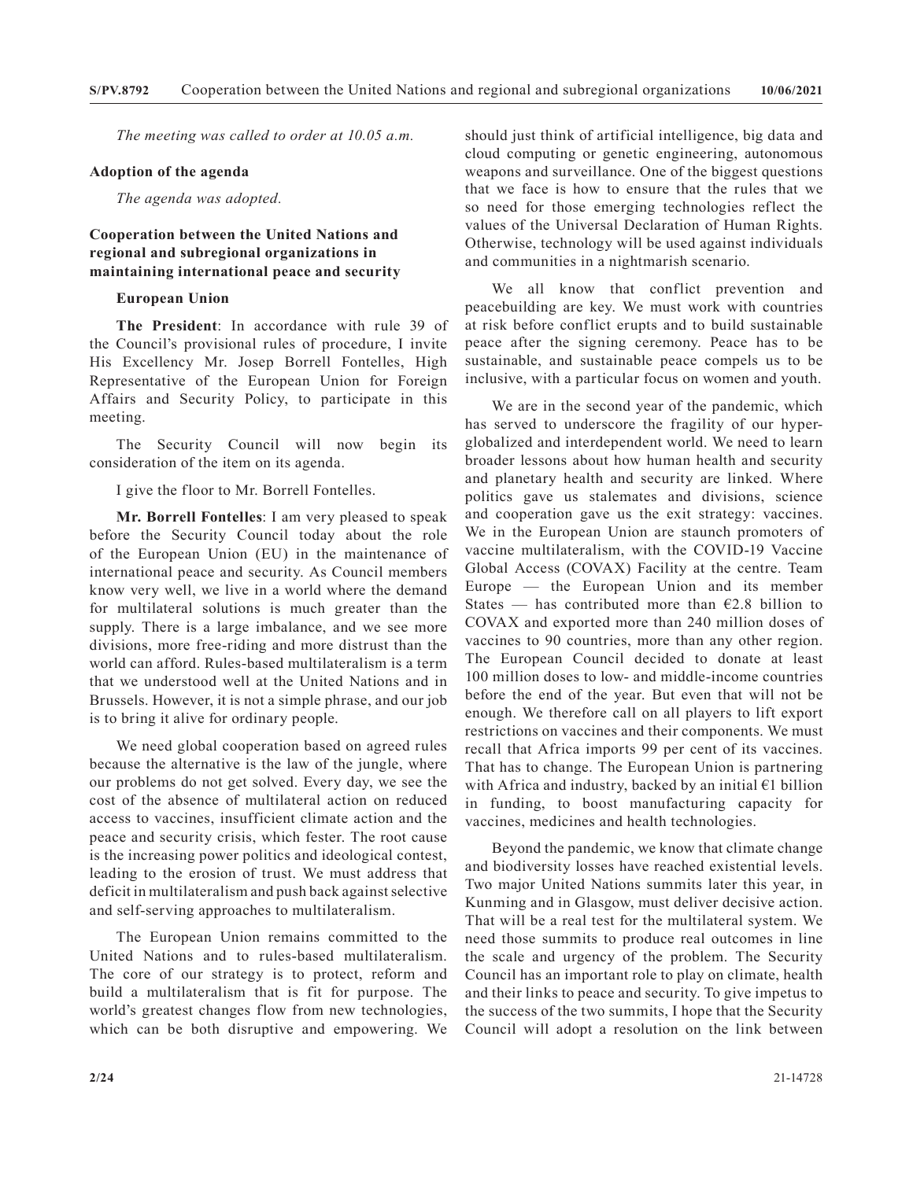*The meeting was called to order at 10.05 a.m.*

**Adoption of the agenda**

*The agenda was adopted.*

**Cooperation between the United Nations and regional and subregional organizations in maintaining international peace and security**

**European Union**

**The President**: In accordance with rule 39 of the Council's provisional rules of procedure, I invite His Excellency Mr. Josep Borrell Fontelles, High Representative of the European Union for Foreign Affairs and Security Policy, to participate in this meeting.

The Security Council will now begin its consideration of the item on its agenda.

I give the floor to Mr. Borrell Fontelles.

**Mr. Borrell Fontelles**: I am very pleased to speak before the Security Council today about the role of the European Union (EU) in the maintenance of international peace and security. As Council members know very well, we live in a world where the demand for multilateral solutions is much greater than the supply. There is a large imbalance, and we see more divisions, more free-riding and more distrust than the world can afford. Rules-based multilateralism is a term that we understood well at the United Nations and in Brussels. However, it is not a simple phrase, and our job is to bring it alive for ordinary people.

We need global cooperation based on agreed rules because the alternative is the law of the jungle, where our problems do not get solved. Every day, we see the cost of the absence of multilateral action on reduced access to vaccines, insufficient climate action and the peace and security crisis, which fester. The root cause is the increasing power politics and ideological contest, leading to the erosion of trust. We must address that deficit in multilateralism and push back against selective and self-serving approaches to multilateralism.

The European Union remains committed to the United Nations and to rules-based multilateralism. The core of our strategy is to protect, reform and build a multilateralism that is fit for purpose. The world's greatest changes flow from new technologies, which can be both disruptive and empowering. We should just think of artificial intelligence, big data and cloud computing or genetic engineering, autonomous weapons and surveillance. One of the biggest questions that we face is how to ensure that the rules that we so need for those emerging technologies reflect the values of the Universal Declaration of Human Rights. Otherwise, technology will be used against individuals and communities in a nightmarish scenario.

We all know that conflict prevention and peacebuilding are key. We must work with countries at risk before conflict erupts and to build sustainable peace after the signing ceremony. Peace has to be sustainable, and sustainable peace compels us to be inclusive, with a particular focus on women and youth.

We are in the second year of the pandemic, which has served to underscore the fragility of our hyper-globalized and interdependent world. We need to learn broader lessons about how human health and security and planetary health and security are linked. Where politics gave us stalemates and divisions, science and cooperation gave us the exit strategy: vaccines. We in the European Union are staunch promoters of vaccine multilateralism, with the COVID-19 Vaccine Global Access (COVAX) Facility at the centre. Team Europe — the European Union and its member States — has contributed more than €2.8 billion to COVAX and exported more than 240 million doses of vaccines to 90 countries, more than any other region. The European Council decided to donate at least 100 million doses to low- and middle-income countries before the end of the year. But even that will not be enough. We therefore call on all players to lift export restrictions on vaccines and their components. We must recall that Africa imports 99 per cent of its vaccines. That has to change. The European Union is partnering with Africa and industry, backed by an initial €1 billion in funding, to boost manufacturing capacity for vaccines, medicines and health technologies.

Beyond the pandemic, we know that climate change and biodiversity losses have reached existential levels. Two major United Nations summits later this year, in Kunming and in Glasgow, must deliver decisive action. That will be a real test for the multilateral system. We need those summits to produce real outcomes in line the scale and urgency of the problem. The Security Council has an important role to play on climate, health and their links to peace and security. To give impetus to the success of the two summits, I hope that the Security Council will adopt a resolution on the link between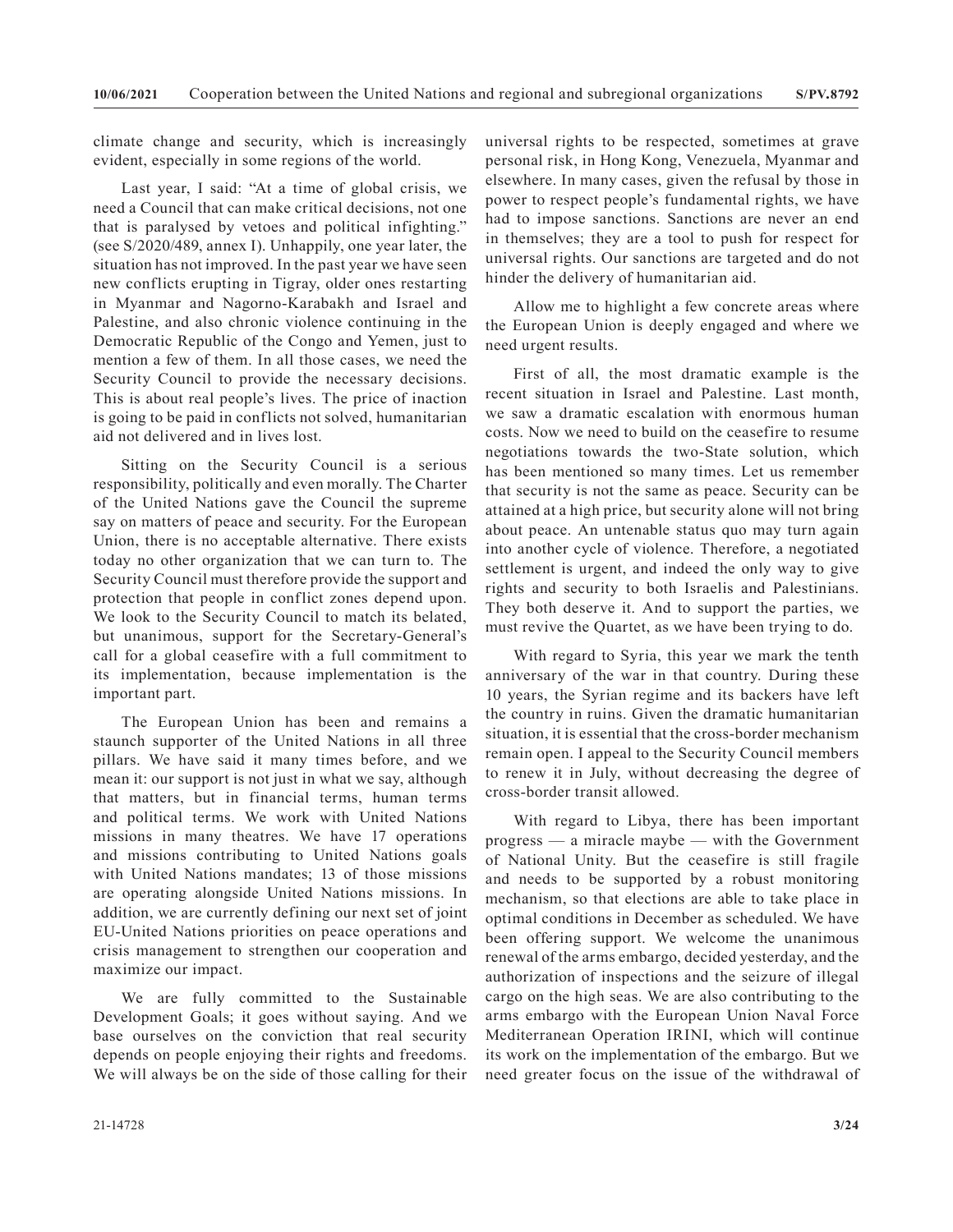climate change and security, which is increasingly evident, especially in some regions of the world.

Last year, I said: "At a time of global crisis, we need a Council that can make critical decisions, not one that is paralysed by vetoes and political infighting." (see S/2020/489, annex I). Unhappily, one year later, the situation has not improved. In the past year we have seen new conflicts erupting in Tigray, older ones restarting in Myanmar and Nagorno-Karabakh and Israel and Palestine, and also chronic violence continuing in the Democratic Republic of the Congo and Yemen, just to mention a few of them. In all those cases, we need the Security Council to provide the necessary decisions. This is about real people's lives. The price of inaction is going to be paid in conflicts not solved, humanitarian aid not delivered and in lives lost.

Sitting on the Security Council is a serious responsibility, politically and even morally. The Charter of the United Nations gave the Council the supreme say on matters of peace and security. For the European Union, there is no acceptable alternative. There exists today no other organization that we can turn to. The Security Council must therefore provide the support and protection that people in conflict zones depend upon. We look to the Security Council to match its belated, but unanimous, support for the Secretary-General's call for a global ceasefire with a full commitment to its implementation, because implementation is the important part.

The European Union has been and remains a staunch supporter of the United Nations in all three pillars. We have said it many times before, and we mean it: our support is not just in what we say, although that matters, but in financial terms, human terms and political terms. We work with United Nations missions in many theatres. We have 17 operations and missions contributing to United Nations goals with United Nations mandates; 13 of those missions are operating alongside United Nations missions. In addition, we are currently defining our next set of joint EU-United Nations priorities on peace operations and crisis management to strengthen our cooperation and maximize our impact.

We are fully committed to the Sustainable Development Goals; it goes without saying. And we base ourselves on the conviction that real security depends on people enjoying their rights and freedoms. We will always be on the side of those calling for their universal rights to be respected, sometimes at grave personal risk, in Hong Kong, Venezuela, Myanmar and elsewhere. In many cases, given the refusal by those in power to respect people's fundamental rights, we have had to impose sanctions. Sanctions are never an end in themselves; they are a tool to push for respect for universal rights. Our sanctions are targeted and do not hinder the delivery of humanitarian aid.

Allow me to highlight a few concrete areas where the European Union is deeply engaged and where we need urgent results.

First of all, the most dramatic example is the recent situation in Israel and Palestine. Last month, we saw a dramatic escalation with enormous human costs. Now we need to build on the ceasefire to resume negotiations towards the two-State solution, which has been mentioned so many times. Let us remember that security is not the same as peace. Security can be attained at a high price, but security alone will not bring about peace. An untenable status quo may turn again into another cycle of violence. Therefore, a negotiated settlement is urgent, and indeed the only way to give rights and security to both Israelis and Palestinians. They both deserve it. And to support the parties, we must revive the Quartet, as we have been trying to do.

With regard to Syria, this year we mark the tenth anniversary of the war in that country. During these 10 years, the Syrian regime and its backers have left the country in ruins. Given the dramatic humanitarian situation, it is essential that the cross-border mechanism remain open. I appeal to the Security Council members to renew it in July, without decreasing the degree of cross-border transit allowed.

With regard to Libya, there has been important progress — a miracle maybe — with the Government of National Unity. But the ceasefire is still fragile and needs to be supported by a robust monitoring mechanism, so that elections are able to take place in optimal conditions in December as scheduled. We have been offering support. We welcome the unanimous renewal of the arms embargo, decided yesterday, and the authorization of inspections and the seizure of illegal cargo on the high seas. We are also contributing to the arms embargo with the European Union Naval Force Mediterranean Operation IRINI, which will continue its work on the implementation of the embargo. But we need greater focus on the issue of the withdrawal of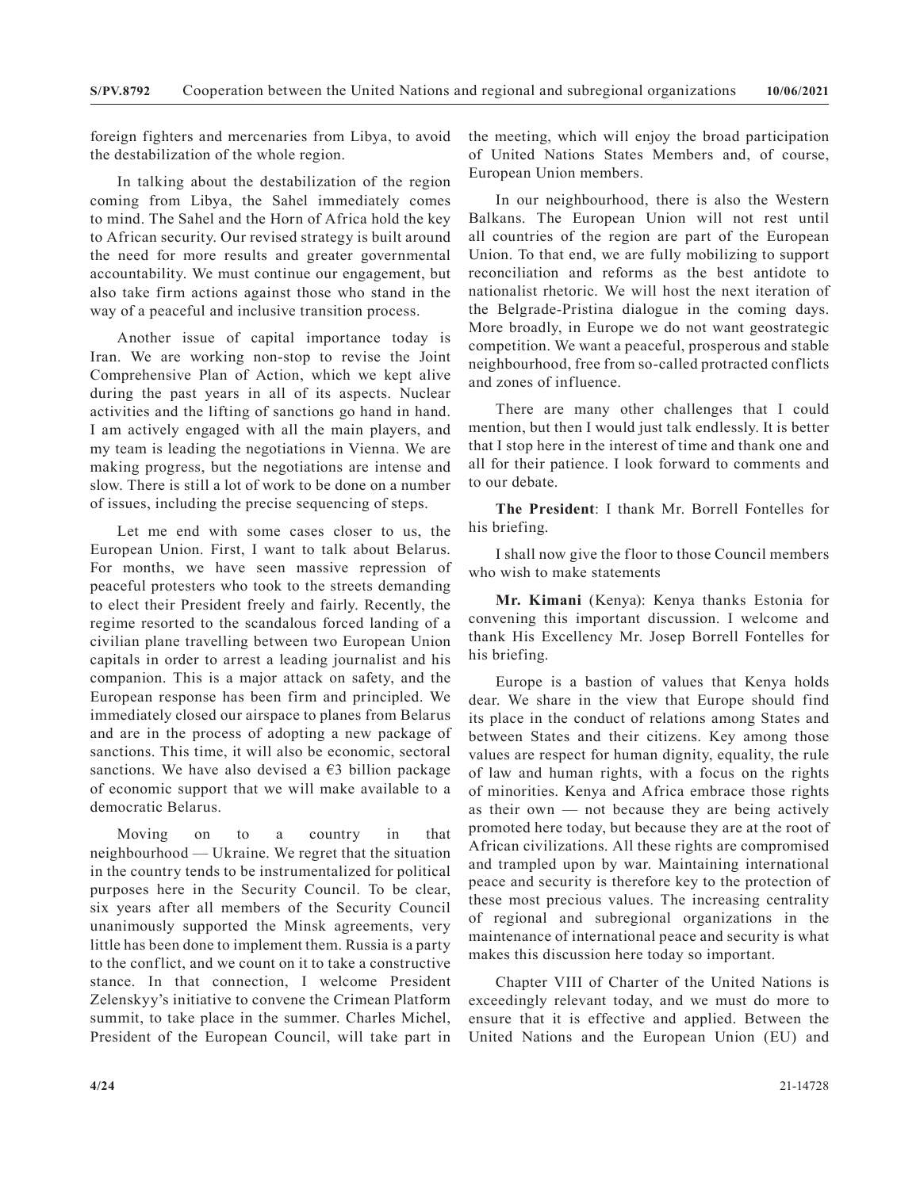foreign fighters and mercenaries from Libya, to avoid the destabilization of the whole region.

In talking about the destabilization of the region coming from Libya, the Sahel immediately comes to mind. The Sahel and the Horn of Africa hold the key to African security. Our revised strategy is built around the need for more results and greater governmental accountability. We must continue our engagement, but also take firm actions against those who stand in the way of a peaceful and inclusive transition process.

Another issue of capital importance today is Iran. We are working non-stop to revise the Joint Comprehensive Plan of Action, which we kept alive during the past years in all of its aspects. Nuclear activities and the lifting of sanctions go hand in hand. I am actively engaged with all the main players, and my team is leading the negotiations in Vienna. We are making progress, but the negotiations are intense and slow. There is still a lot of work to be done on a number of issues, including the precise sequencing of steps.

Let me end with some cases closer to us, the European Union. First, I want to talk about Belarus. For months, we have seen massive repression of peaceful protesters who took to the streets demanding to elect their President freely and fairly. Recently, the regime resorted to the scandalous forced landing of a civilian plane travelling between two European Union capitals in order to arrest a leading journalist and his companion. This is a major attack on safety, and the European response has been firm and principled. We immediately closed our airspace to planes from Belarus and are in the process of adopting a new package of sanctions. This time, it will also be economic, sectoral sanctions. We have also devised a €3 billion package of economic support that we will make available to a democratic Belarus.

Moving on to a country in that neighbourhood — Ukraine. We regret that the situation in the country tends to be instrumentalized for political purposes here in the Security Council. To be clear, six years after all members of the Security Council unanimously supported the Minsk agreements, very little has been done to implement them. Russia is a party to the conflict, and we count on it to take a constructive stance. In that connection, I welcome President Zelenskyy's initiative to convene the Crimean Platform summit, to take place in the summer. Charles Michel, President of the European Council, will take part in the meeting, which will enjoy the broad participation of United Nations States Members and, of course, European Union members.

In our neighbourhood, there is also the Western Balkans. The European Union will not rest until all countries of the region are part of the European Union. To that end, we are fully mobilizing to support reconciliation and reforms as the best antidote to nationalist rhetoric. We will host the next iteration of the Belgrade-Pristina dialogue in the coming days. More broadly, in Europe we do not want geostrategic competition. We want a peaceful, prosperous and stable neighbourhood, free from so-called protracted conflicts and zones of influence.

There are many other challenges that I could mention, but then I would just talk endlessly. It is better that I stop here in the interest of time and thank one and all for their patience. I look forward to comments and to our debate.

**The President**: I thank Mr. Borrell Fontelles for his briefing.

I shall now give the floor to those Council members who wish to make statements

**Mr. Kimani** (Kenya): Kenya thanks Estonia for convening this important discussion. I welcome and thank His Excellency Mr. Josep Borrell Fontelles for his briefing.

Europe is a bastion of values that Kenya holds dear. We share in the view that Europe should find its place in the conduct of relations among States and between States and their citizens. Key among those values are respect for human dignity, equality, the rule of law and human rights, with a focus on the rights of minorities. Kenya and Africa embrace those rights as their own — not because they are being actively promoted here today, but because they are at the root of African civilizations. All these rights are compromised and trampled upon by war. Maintaining international peace and security is therefore key to the protection of these most precious values. The increasing centrality of regional and subregional organizations in the maintenance of international peace and security is what makes this discussion here today so important.

Chapter VIII of Charter of the United Nations is exceedingly relevant today, and we must do more to ensure that it is effective and applied. Between the United Nations and the European Union (EU) and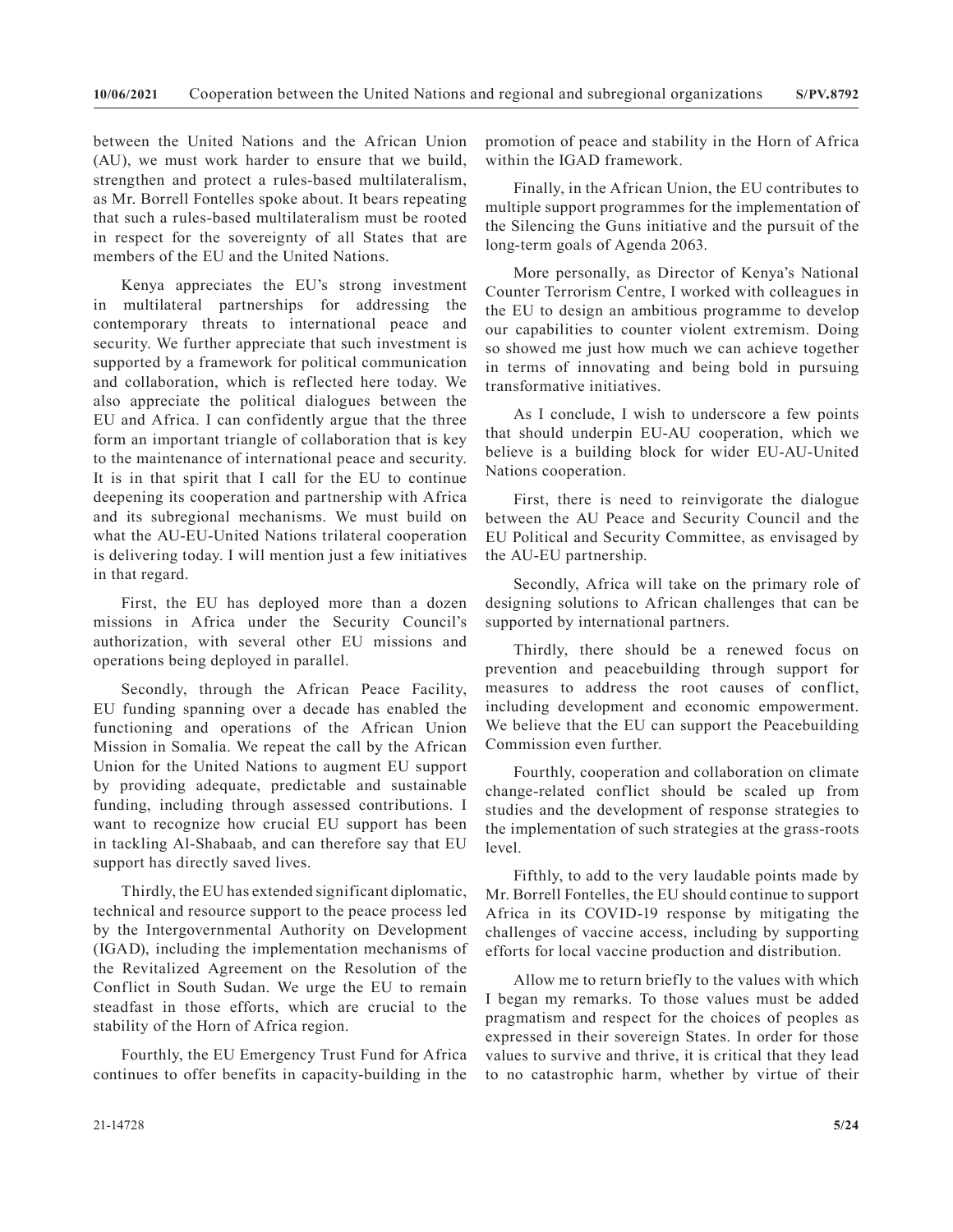between the United Nations and the African Union (AU), we must work harder to ensure that we build, strengthen and protect a rules-based multilateralism, as Mr. Borrell Fontelles spoke about. It bears repeating that such a rules-based multilateralism must be rooted in respect for the sovereignty of all States that are members of the EU and the United Nations.

Kenya appreciates the EU's strong investment in multilateral partnerships for addressing the contemporary threats to international peace and security. We further appreciate that such investment is supported by a framework for political communication and collaboration, which is reflected here today. We also appreciate the political dialogues between the EU and Africa. I can confidently argue that the three form an important triangle of collaboration that is key to the maintenance of international peace and security. It is in that spirit that I call for the EU to continue deepening its cooperation and partnership with Africa and its subregional mechanisms. We must build on what the AU-EU-United Nations trilateral cooperation is delivering today. I will mention just a few initiatives in that regard.

First, the EU has deployed more than a dozen missions in Africa under the Security Council's authorization, with several other EU missions and operations being deployed in parallel.

Secondly, through the African Peace Facility, EU funding spanning over a decade has enabled the functioning and operations of the African Union Mission in Somalia. We repeat the call by the African Union for the United Nations to augment EU support by providing adequate, predictable and sustainable funding, including through assessed contributions. I want to recognize how crucial EU support has been in tackling Al-Shabaab, and can therefore say that EU support has directly saved lives.

Thirdly, the EU has extended significant diplomatic, technical and resource support to the peace process led by the Intergovernmental Authority on Development (IGAD), including the implementation mechanisms of the Revitalized Agreement on the Resolution of the Conflict in South Sudan. We urge the EU to remain steadfast in those efforts, which are crucial to the stability of the Horn of Africa region.

Fourthly, the EU Emergency Trust Fund for Africa continues to offer benefits in capacity-building in the promotion of peace and stability in the Horn of Africa within the IGAD framework.

Finally, in the African Union, the EU contributes to multiple support programmes for the implementation of the Silencing the Guns initiative and the pursuit of the long-term goals of Agenda 2063.

More personally, as Director of Kenya's National Counter Terrorism Centre, I worked with colleagues in the EU to design an ambitious programme to develop our capabilities to counter violent extremism. Doing so showed me just how much we can achieve together in terms of innovating and being bold in pursuing transformative initiatives.

As I conclude, I wish to underscore a few points that should underpin EU-AU cooperation, which we believe is a building block for wider EU-AU-United Nations cooperation.

First, there is need to reinvigorate the dialogue between the AU Peace and Security Council and the EU Political and Security Committee, as envisaged by the AU-EU partnership.

Secondly, Africa will take on the primary role of designing solutions to African challenges that can be supported by international partners.

Thirdly, there should be a renewed focus on prevention and peacebuilding through support for measures to address the root causes of conflict, including development and economic empowerment. We believe that the EU can support the Peacebuilding Commission even further.

Fourthly, cooperation and collaboration on climate change-related conflict should be scaled up from studies and the development of response strategies to the implementation of such strategies at the grass-roots level.

Fifthly, to add to the very laudable points made by Mr. Borrell Fontelles, the EU should continue to support Africa in its COVID-19 response by mitigating the challenges of vaccine access, including by supporting efforts for local vaccine production and distribution.

Allow me to return briefly to the values with which I began my remarks. To those values must be added pragmatism and respect for the choices of peoples as expressed in their sovereign States. In order for those values to survive and thrive, it is critical that they lead to no catastrophic harm, whether by virtue of their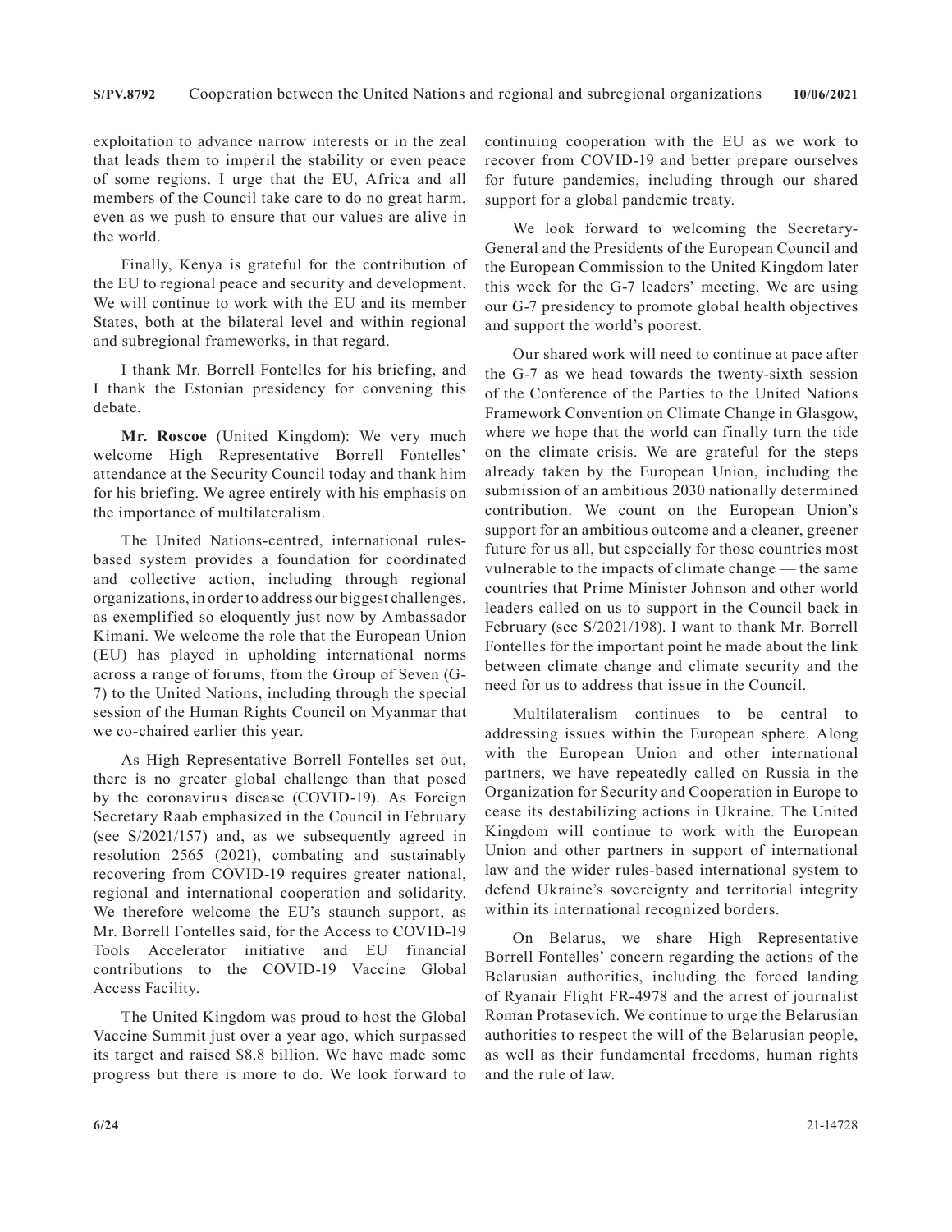exploitation to advance narrow interests or in the zeal that leads them to imperil the stability or even peace of some regions. I urge that the EU, Africa and all members of the Council take care to do no great harm, even as we push to ensure that our values are alive in the world.

Finally, Kenya is grateful for the contribution of the EU to regional peace and security and development. We will continue to work with the EU and its member States, both at the bilateral level and within regional and subregional frameworks, in that regard.

I thank Mr. Borrell Fontelles for his briefing, and I thank the Estonian presidency for convening this debate.

**Mr. Roscoe** (United Kingdom): We very much welcome High Representative Borrell Fontelles' attendance at the Security Council today and thank him for his briefing. We agree entirely with his emphasis on the importance of multilateralism.

The United Nations-centred, international rules-based system provides a foundation for coordinated and collective action, including through regional organizations, in order to address our biggest challenges, as exemplified so eloquently just now by Ambassador Kimani. We welcome the role that the European Union (EU) has played in upholding international norms across a range of forums, from the Group of Seven (G-7) to the United Nations, including through the special session of the Human Rights Council on Myanmar that we co-chaired earlier this year.

As High Representative Borrell Fontelles set out, there is no greater global challenge than that posed by the coronavirus disease (COVID-19). As Foreign Secretary Raab emphasized in the Council in February (see S/2021/157) and, as we subsequently agreed in resolution 2565 (2021), combating and sustainably recovering from COVID-19 requires greater national, regional and international cooperation and solidarity. We therefore welcome the EU's staunch support, as Mr. Borrell Fontelles said, for the Access to COVID-19 Tools Accelerator initiative and EU financial contributions to the COVID-19 Vaccine Global Access Facility.

The United Kingdom was proud to host the Global Vaccine Summit just over a year ago, which surpassed its target and raised $8.8 billion. We have made some progress but there is more to do. We look forward to continuing cooperation with the EU as we work to recover from COVID-19 and better prepare ourselves for future pandemics, including through our shared support for a global pandemic treaty.

We look forward to welcoming the Secretary-General and the Presidents of the European Council and the European Commission to the United Kingdom later this week for the G-7 leaders' meeting. We are using our G-7 presidency to promote global health objectives and support the world's poorest.

Our shared work will need to continue at pace after the G-7 as we head towards the twenty-sixth session of the Conference of the Parties to the United Nations Framework Convention on Climate Change in Glasgow, where we hope that the world can finally turn the tide on the climate crisis. We are grateful for the steps already taken by the European Union, including the submission of an ambitious 2030 nationally determined contribution. We count on the European Union's support for an ambitious outcome and a cleaner, greener future for us all, but especially for those countries most vulnerable to the impacts of climate change — the same countries that Prime Minister Johnson and other world leaders called on us to support in the Council back in February (see S/2021/198). I want to thank Mr. Borrell Fontelles for the important point he made about the link between climate change and climate security and the need for us to address that issue in the Council.

Multilateralism continues to be central to addressing issues within the European sphere. Along with the European Union and other international partners, we have repeatedly called on Russia in the Organization for Security and Cooperation in Europe to cease its destabilizing actions in Ukraine. The United Kingdom will continue to work with the European Union and other partners in support of international law and the wider rules-based international system to defend Ukraine's sovereignty and territorial integrity within its international recognized borders.

On Belarus, we share High Representative Borrell Fontelles' concern regarding the actions of the Belarusian authorities, including the forced landing of Ryanair Flight FR-4978 and the arrest of journalist Roman Protasevich. We continue to urge the Belarusian authorities to respect the will of the Belarusian people, as well as their fundamental freedoms, human rights and the rule of law.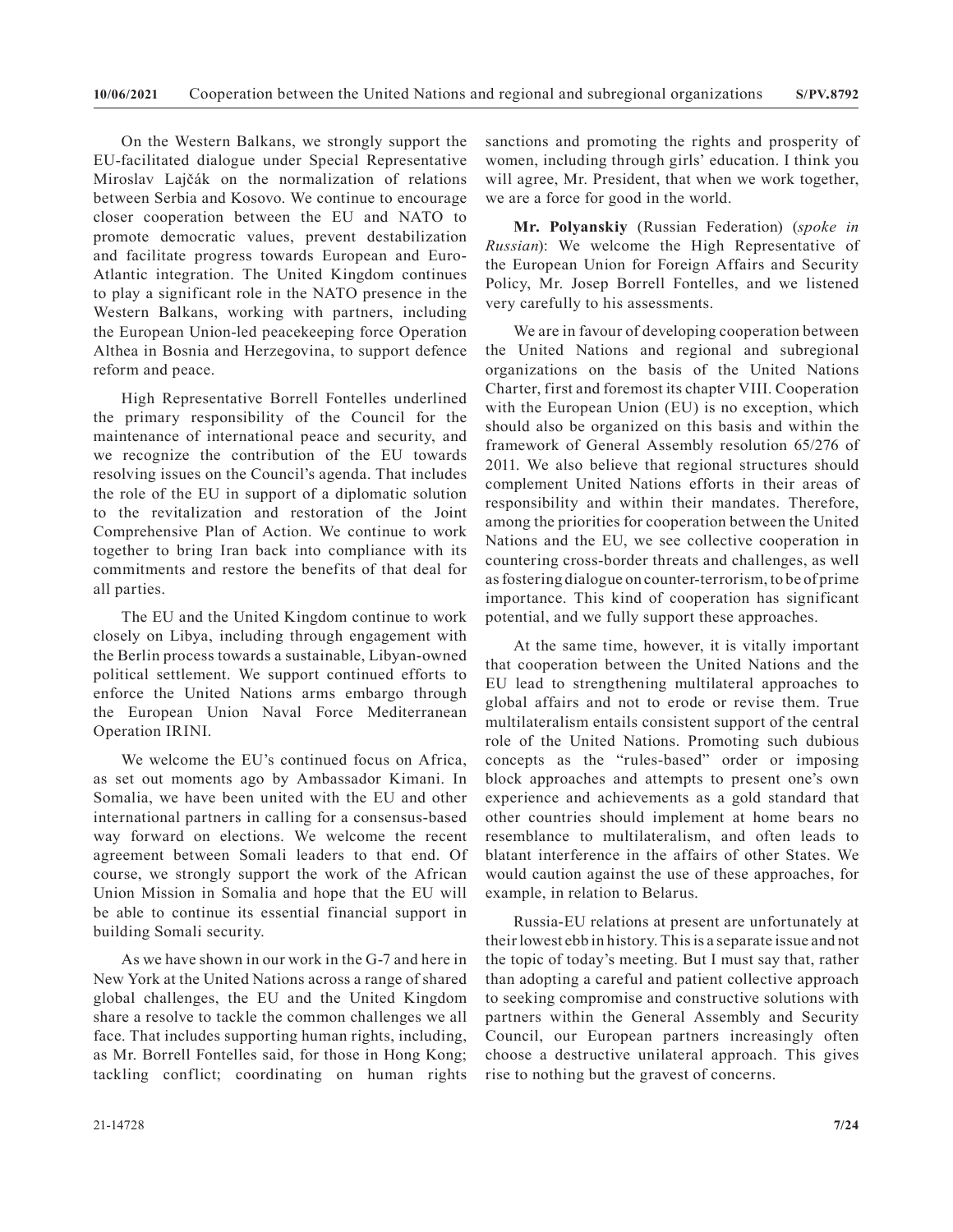On the Western Balkans, we strongly support the EU-facilitated dialogue under Special Representative Miroslav Lajčák on the normalization of relations between Serbia and Kosovo. We continue to encourage closer cooperation between the EU and NATO to promote democratic values, prevent destabilization and facilitate progress towards European and Euro-Atlantic integration. The United Kingdom continues to play a significant role in the NATO presence in the Western Balkans, working with partners, including the European Union-led peacekeeping force Operation Althea in Bosnia and Herzegovina, to support defence reform and peace.

High Representative Borrell Fontelles underlined the primary responsibility of the Council for the maintenance of international peace and security, and we recognize the contribution of the EU towards resolving issues on the Council's agenda. That includes the role of the EU in support of a diplomatic solution to the revitalization and restoration of the Joint Comprehensive Plan of Action. We continue to work together to bring Iran back into compliance with its commitments and restore the benefits of that deal for all parties.

The EU and the United Kingdom continue to work closely on Libya, including through engagement with the Berlin process towards a sustainable, Libyan-owned political settlement. We support continued efforts to enforce the United Nations arms embargo through the European Union Naval Force Mediterranean Operation IRINI.

We welcome the EU's continued focus on Africa, as set out moments ago by Ambassador Kimani. In Somalia, we have been united with the EU and other international partners in calling for a consensus-based way forward on elections. We welcome the recent agreement between Somali leaders to that end. Of course, we strongly support the work of the African Union Mission in Somalia and hope that the EU will be able to continue its essential financial support in building Somali security.

As we have shown in our work in the G-7 and here in New York at the United Nations across a range of shared global challenges, the EU and the United Kingdom share a resolve to tackle the common challenges we all face. That includes supporting human rights, including, as Mr. Borrell Fontelles said, for those in Hong Kong; tackling conflict; coordinating on human rights sanctions and promoting the rights and prosperity of women, including through girls' education. I think you will agree, Mr. President, that when we work together, we are a force for good in the world.

**Mr. Polyanskiy** (Russian Federation) (*spoke in Russian*): We welcome the High Representative of the European Union for Foreign Affairs and Security Policy, Mr. Josep Borrell Fontelles, and we listened very carefully to his assessments.

We are in favour of developing cooperation between the United Nations and regional and subregional organizations on the basis of the United Nations Charter, first and foremost its chapter VIII. Cooperation with the European Union (EU) is no exception, which should also be organized on this basis and within the framework of General Assembly resolution 65/276 of 2011. We also believe that regional structures should complement United Nations efforts in their areas of responsibility and within their mandates. Therefore, among the priorities for cooperation between the United Nations and the EU, we see collective cooperation in countering cross-border threats and challenges, as well as fostering dialogue on counter-terrorism, to be of prime importance. This kind of cooperation has significant potential, and we fully support these approaches.

At the same time, however, it is vitally important that cooperation between the United Nations and the EU lead to strengthening multilateral approaches to global affairs and not to erode or revise them. True multilateralism entails consistent support of the central role of the United Nations. Promoting such dubious concepts as the "rules-based" order or imposing block approaches and attempts to present one's own experience and achievements as a gold standard that other countries should implement at home bears no resemblance to multilateralism, and often leads to blatant interference in the affairs of other States. We would caution against the use of these approaches, for example, in relation to Belarus.

Russia-EU relations at present are unfortunately at their lowest ebb in history. This is a separate issue and not the topic of today's meeting. But I must say that, rather than adopting a careful and patient collective approach to seeking compromise and constructive solutions with partners within the General Assembly and Security Council, our European partners increasingly often choose a destructive unilateral approach. This gives rise to nothing but the gravest of concerns.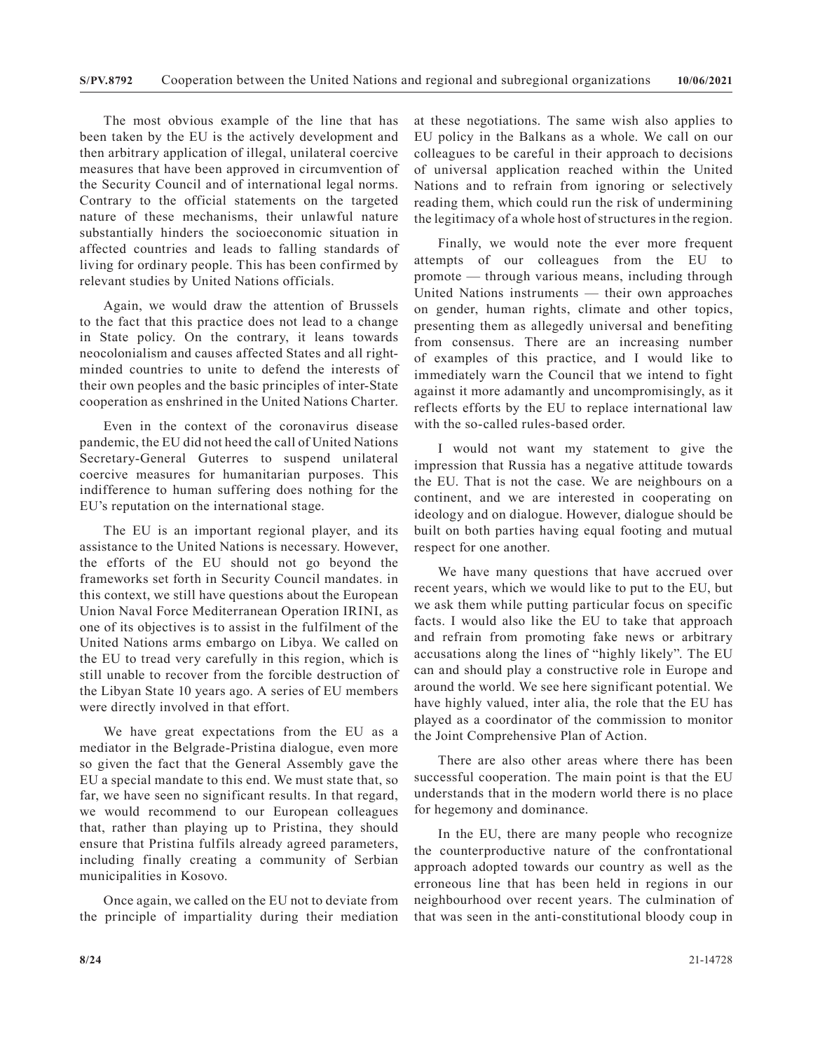The most obvious example of the line that has been taken by the EU is the actively development and then arbitrary application of illegal, unilateral coercive measures that have been approved in circumvention of the Security Council and of international legal norms. Contrary to the official statements on the targeted nature of these mechanisms, their unlawful nature substantially hinders the socioeconomic situation in affected countries and leads to falling standards of living for ordinary people. This has been confirmed by relevant studies by United Nations officials.

Again, we would draw the attention of Brussels to the fact that this practice does not lead to a change in State policy. On the contrary, it leans towards neocolonialism and causes affected States and all right-minded countries to unite to defend the interests of their own peoples and the basic principles of inter-State cooperation as enshrined in the United Nations Charter.

Even in the context of the coronavirus disease pandemic, the EU did not heed the call of United Nations Secretary-General Guterres to suspend unilateral coercive measures for humanitarian purposes. This indifference to human suffering does nothing for the EU's reputation on the international stage.

The EU is an important regional player, and its assistance to the United Nations is necessary. However, the efforts of the EU should not go beyond the frameworks set forth in Security Council mandates. in this context, we still have questions about the European Union Naval Force Mediterranean Operation IRINI, as one of its objectives is to assist in the fulfilment of the United Nations arms embargo on Libya. We called on the EU to tread very carefully in this region, which is still unable to recover from the forcible destruction of the Libyan State 10 years ago. A series of EU members were directly involved in that effort.

We have great expectations from the EU as a mediator in the Belgrade-Pristina dialogue, even more so given the fact that the General Assembly gave the EU a special mandate to this end. We must state that, so far, we have seen no significant results. In that regard, we would recommend to our European colleagues that, rather than playing up to Pristina, they should ensure that Pristina fulfils already agreed parameters, including finally creating a community of Serbian municipalities in Kosovo.

Once again, we called on the EU not to deviate from the principle of impartiality during their mediation at these negotiations. The same wish also applies to EU policy in the Balkans as a whole. We call on our colleagues to be careful in their approach to decisions of universal application reached within the United Nations and to refrain from ignoring or selectively reading them, which could run the risk of undermining the legitimacy of a whole host of structures in the region.

Finally, we would note the ever more frequent attempts of our colleagues from the EU to promote — through various means, including through United Nations instruments — their own approaches on gender, human rights, climate and other topics, presenting them as allegedly universal and benefiting from consensus. There are an increasing number of examples of this practice, and I would like to immediately warn the Council that we intend to fight against it more adamantly and uncompromisingly, as it reflects efforts by the EU to replace international law with the so-called rules-based order.

I would not want my statement to give the impression that Russia has a negative attitude towards the EU. That is not the case. We are neighbours on a continent, and we are interested in cooperating on ideology and on dialogue. However, dialogue should be built on both parties having equal footing and mutual respect for one another.

We have many questions that have accrued over recent years, which we would like to put to the EU, but we ask them while putting particular focus on specific facts. I would also like the EU to take that approach and refrain from promoting fake news or arbitrary accusations along the lines of "highly likely". The EU can and should play a constructive role in Europe and around the world. We see here significant potential. We have highly valued, inter alia, the role that the EU has played as a coordinator of the commission to monitor the Joint Comprehensive Plan of Action.

There are also other areas where there has been successful cooperation. The main point is that the EU understands that in the modern world there is no place for hegemony and dominance.

In the EU, there are many people who recognize the counterproductive nature of the confrontational approach adopted towards our country as well as the erroneous line that has been held in regions in our neighbourhood over recent years. The culmination of that was seen in the anti-constitutional bloody coup in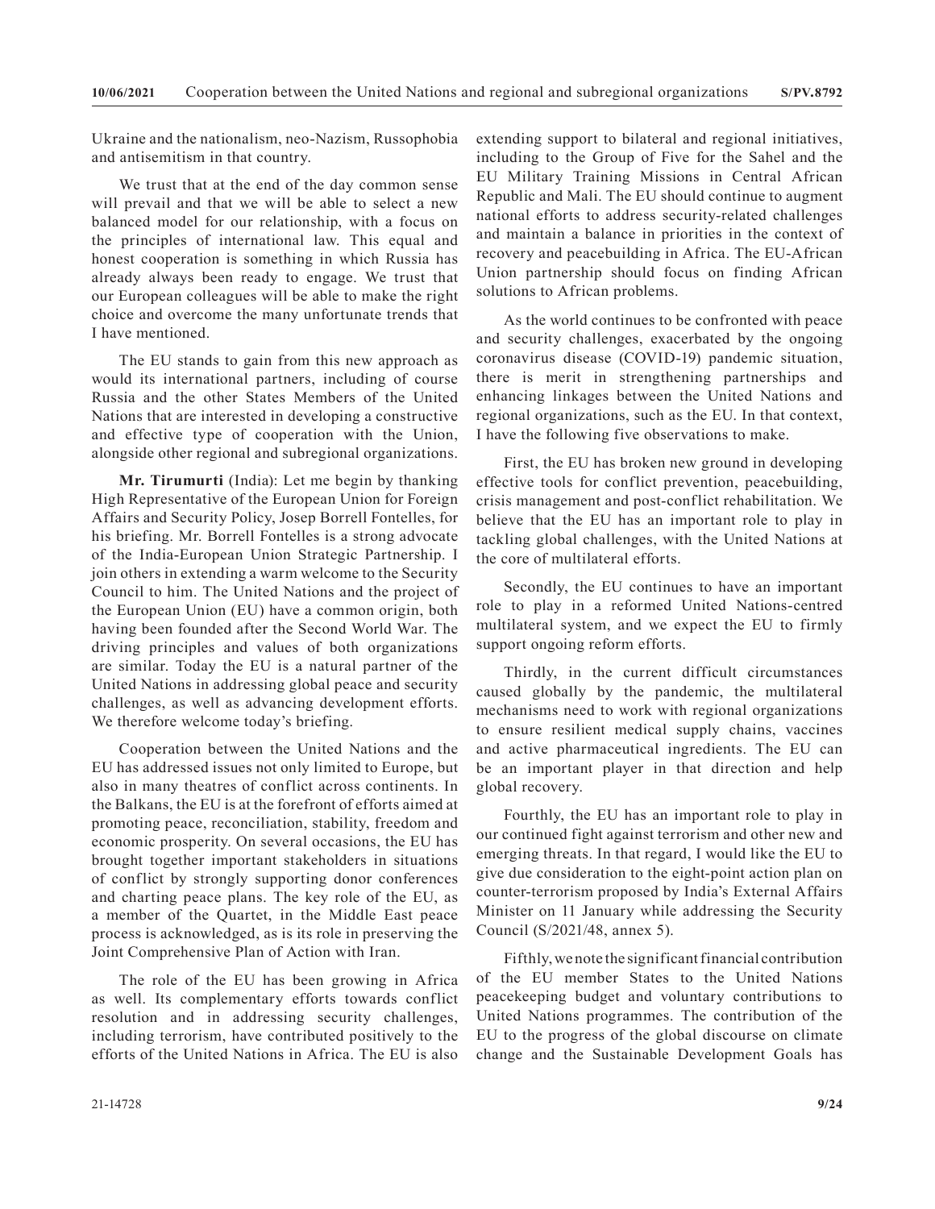Ukraine and the nationalism, neo-Nazism, Russophobia and antisemitism in that country.

We trust that at the end of the day common sense will prevail and that we will be able to select a new balanced model for our relationship, with a focus on the principles of international law. This equal and honest cooperation is something in which Russia has already always been ready to engage. We trust that our European colleagues will be able to make the right choice and overcome the many unfortunate trends that I have mentioned.

The EU stands to gain from this new approach as would its international partners, including of course Russia and the other States Members of the United Nations that are interested in developing a constructive and effective type of cooperation with the Union, alongside other regional and subregional organizations.

**Mr. Tirumurti** (India): Let me begin by thanking High Representative of the European Union for Foreign Affairs and Security Policy, Josep Borrell Fontelles, for his briefing. Mr. Borrell Fontelles is a strong advocate of the India-European Union Strategic Partnership. I join others in extending a warm welcome to the Security Council to him. The United Nations and the project of the European Union (EU) have a common origin, both having been founded after the Second World War. The driving principles and values of both organizations are similar. Today the EU is a natural partner of the United Nations in addressing global peace and security challenges, as well as advancing development efforts. We therefore welcome today's briefing.

Cooperation between the United Nations and the EU has addressed issues not only limited to Europe, but also in many theatres of conflict across continents. In the Balkans, the EU is at the forefront of efforts aimed at promoting peace, reconciliation, stability, freedom and economic prosperity. On several occasions, the EU has brought together important stakeholders in situations of conflict by strongly supporting donor conferences and charting peace plans. The key role of the EU, as a member of the Quartet, in the Middle East peace process is acknowledged, as is its role in preserving the Joint Comprehensive Plan of Action with Iran.

The role of the EU has been growing in Africa as well. Its complementary efforts towards conflict resolution and in addressing security challenges, including terrorism, have contributed positively to the efforts of the United Nations in Africa. The EU is also extending support to bilateral and regional initiatives, including to the Group of Five for the Sahel and the EU Military Training Missions in Central African Republic and Mali. The EU should continue to augment national efforts to address security-related challenges and maintain a balance in priorities in the context of recovery and peacebuilding in Africa. The EU-African Union partnership should focus on finding African solutions to African problems.

As the world continues to be confronted with peace and security challenges, exacerbated by the ongoing coronavirus disease (COVID-19) pandemic situation, there is merit in strengthening partnerships and enhancing linkages between the United Nations and regional organizations, such as the EU. In that context, I have the following five observations to make.

First, the EU has broken new ground in developing effective tools for conflict prevention, peacebuilding, crisis management and post-conflict rehabilitation. We believe that the EU has an important role to play in tackling global challenges, with the United Nations at the core of multilateral efforts.

Secondly, the EU continues to have an important role to play in a reformed United Nations-centred multilateral system, and we expect the EU to firmly support ongoing reform efforts.

Thirdly, in the current difficult circumstances caused globally by the pandemic, the multilateral mechanisms need to work with regional organizations to ensure resilient medical supply chains, vaccines and active pharmaceutical ingredients. The EU can be an important player in that direction and help global recovery.

Fourthly, the EU has an important role to play in our continued fight against terrorism and other new and emerging threats. In that regard, I would like the EU to give due consideration to the eight-point action plan on counter-terrorism proposed by India's External Affairs Minister on 11 January while addressing the Security Council (S/2021/48, annex 5).

Fifthly, we note the significant financial contribution of the EU member States to the United Nations peacekeeping budget and voluntary contributions to United Nations programmes. The contribution of the EU to the progress of the global discourse on climate change and the Sustainable Development Goals has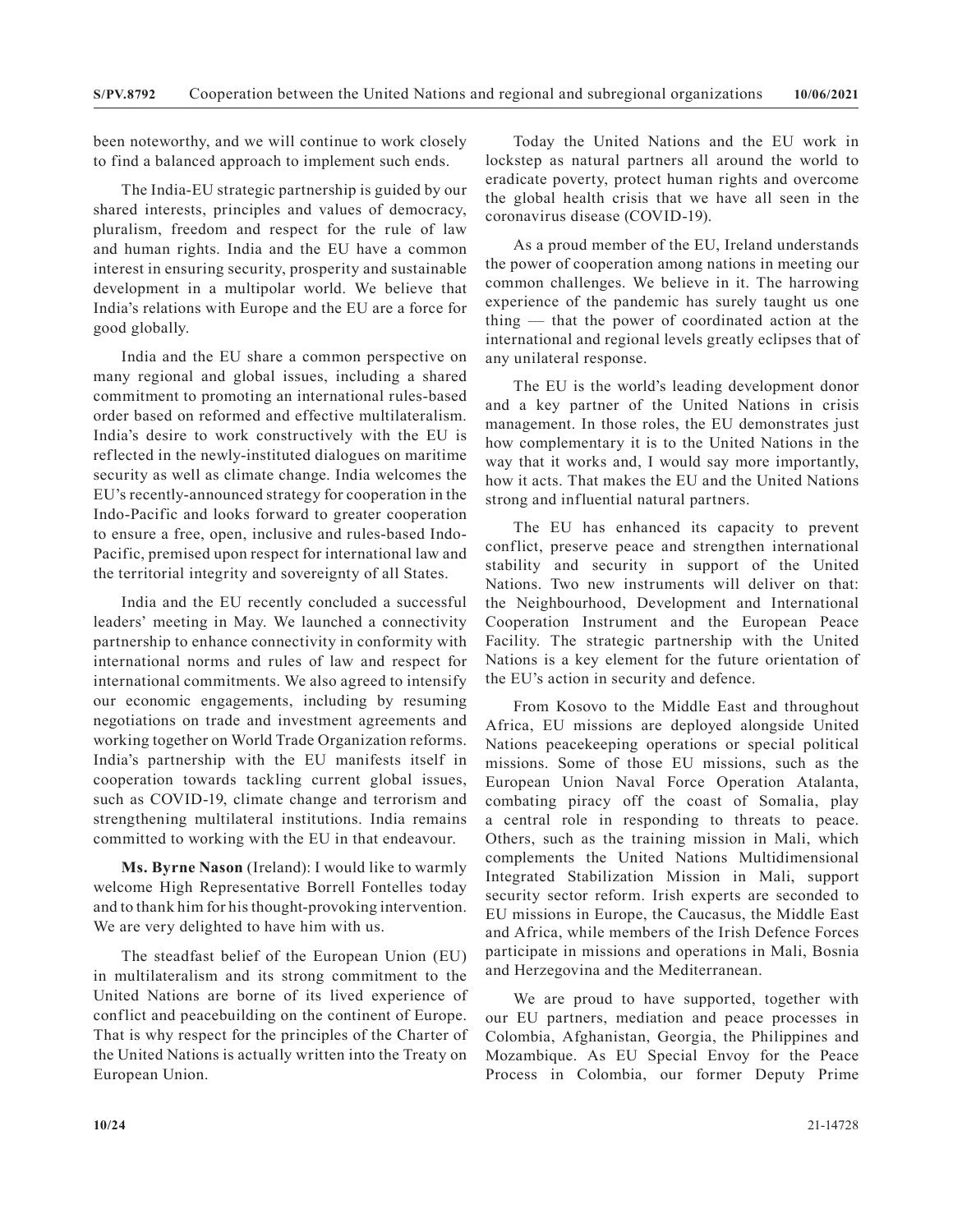been noteworthy, and we will continue to work closely to find a balanced approach to implement such ends.

The India-EU strategic partnership is guided by our shared interests, principles and values of democracy, pluralism, freedom and respect for the rule of law and human rights. India and the EU have a common interest in ensuring security, prosperity and sustainable development in a multipolar world. We believe that India's relations with Europe and the EU are a force for good globally.

India and the EU share a common perspective on many regional and global issues, including a shared commitment to promoting an international rules-based order based on reformed and effective multilateralism. India's desire to work constructively with the EU is reflected in the newly-instituted dialogues on maritime security as well as climate change. India welcomes the EU's recently-announced strategy for cooperation in the Indo-Pacific and looks forward to greater cooperation to ensure a free, open, inclusive and rules-based Indo-Pacific, premised upon respect for international law and the territorial integrity and sovereignty of all States.

India and the EU recently concluded a successful leaders' meeting in May. We launched a connectivity partnership to enhance connectivity in conformity with international norms and rules of law and respect for international commitments. We also agreed to intensify our economic engagements, including by resuming negotiations on trade and investment agreements and working together on World Trade Organization reforms. India's partnership with the EU manifests itself in cooperation towards tackling current global issues, such as COVID-19, climate change and terrorism and strengthening multilateral institutions. India remains committed to working with the EU in that endeavour.

**Ms. Byrne Nason** (Ireland): I would like to warmly welcome High Representative Borrell Fontelles today and to thank him for his thought-provoking intervention. We are very delighted to have him with us.

The steadfast belief of the European Union (EU) in multilateralism and its strong commitment to the United Nations are borne of its lived experience of conflict and peacebuilding on the continent of Europe. That is why respect for the principles of the Charter of the United Nations is actually written into the Treaty on European Union.

Today the United Nations and the EU work in lockstep as natural partners all around the world to eradicate poverty, protect human rights and overcome the global health crisis that we have all seen in the coronavirus disease (COVID-19).

As a proud member of the EU, Ireland understands the power of cooperation among nations in meeting our common challenges. We believe in it. The harrowing experience of the pandemic has surely taught us one thing — that the power of coordinated action at the international and regional levels greatly eclipses that of any unilateral response.

The EU is the world's leading development donor and a key partner of the United Nations in crisis management. In those roles, the EU demonstrates just how complementary it is to the United Nations in the way that it works and, I would say more importantly, how it acts. That makes the EU and the United Nations strong and influential natural partners.

The EU has enhanced its capacity to prevent conflict, preserve peace and strengthen international stability and security in support of the United Nations. Two new instruments will deliver on that: the Neighbourhood, Development and International Cooperation Instrument and the European Peace Facility. The strategic partnership with the United Nations is a key element for the future orientation of the EU's action in security and defence.

From Kosovo to the Middle East and throughout Africa, EU missions are deployed alongside United Nations peacekeeping operations or special political missions. Some of those EU missions, such as the European Union Naval Force Operation Atalanta, combating piracy off the coast of Somalia, play a central role in responding to threats to peace. Others, such as the training mission in Mali, which complements the United Nations Multidimensional Integrated Stabilization Mission in Mali, support security sector reform. Irish experts are seconded to EU missions in Europe, the Caucasus, the Middle East and Africa, while members of the Irish Defence Forces participate in missions and operations in Mali, Bosnia and Herzegovina and the Mediterranean.

We are proud to have supported, together with our EU partners, mediation and peace processes in Colombia, Afghanistan, Georgia, the Philippines and Mozambique. As EU Special Envoy for the Peace Process in Colombia, our former Deputy Prime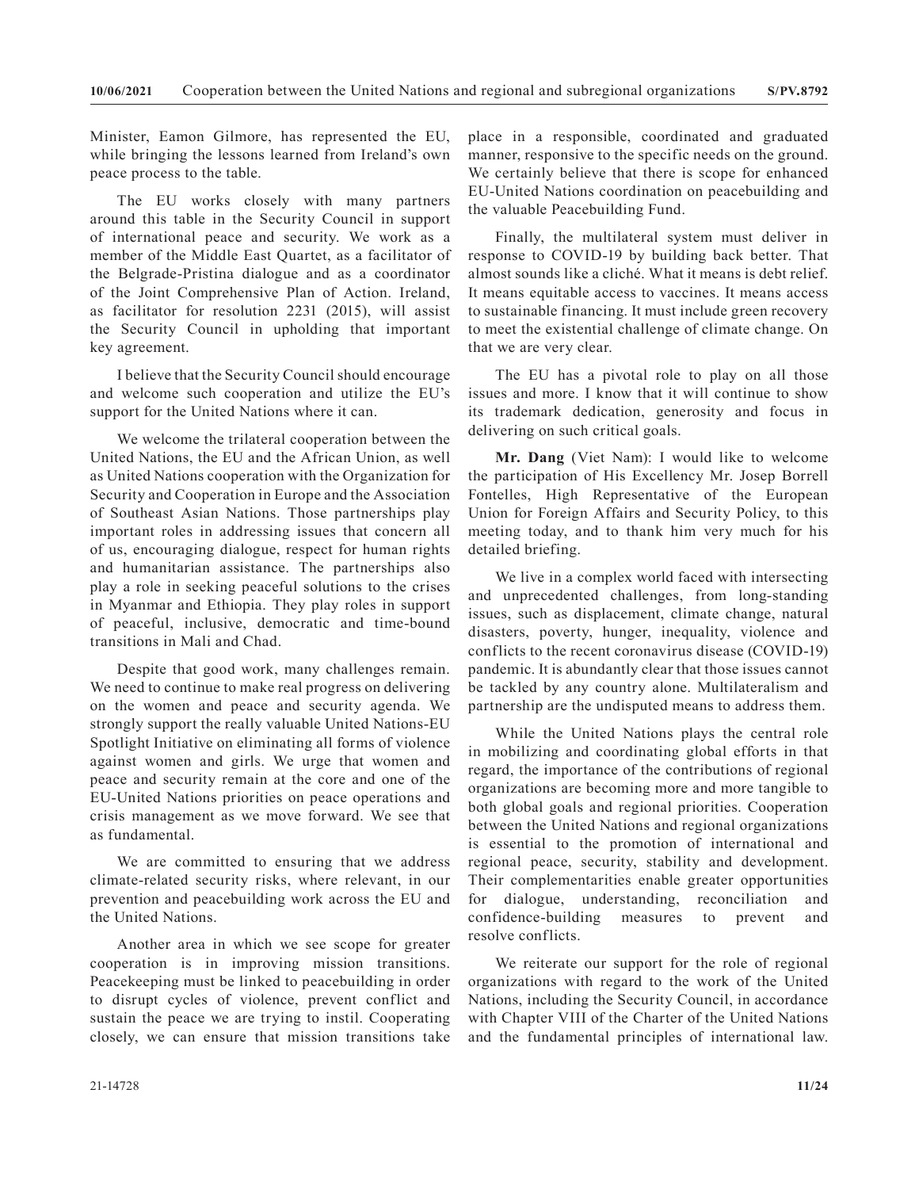Minister, Eamon Gilmore, has represented the EU, while bringing the lessons learned from Ireland's own peace process to the table.

The EU works closely with many partners around this table in the Security Council in support of international peace and security. We work as a member of the Middle East Quartet, as a facilitator of the Belgrade-Pristina dialogue and as a coordinator of the Joint Comprehensive Plan of Action. Ireland, as facilitator for resolution 2231 (2015), will assist the Security Council in upholding that important key agreement.

I believe that the Security Council should encourage and welcome such cooperation and utilize the EU's support for the United Nations where it can.

We welcome the trilateral cooperation between the United Nations, the EU and the African Union, as well as United Nations cooperation with the Organization for Security and Cooperation in Europe and the Association of Southeast Asian Nations. Those partnerships play important roles in addressing issues that concern all of us, encouraging dialogue, respect for human rights and humanitarian assistance. The partnerships also play a role in seeking peaceful solutions to the crises in Myanmar and Ethiopia. They play roles in support of peaceful, inclusive, democratic and time-bound transitions in Mali and Chad.

Despite that good work, many challenges remain. We need to continue to make real progress on delivering on the women and peace and security agenda. We strongly support the really valuable United Nations-EU Spotlight Initiative on eliminating all forms of violence against women and girls. We urge that women and peace and security remain at the core and one of the EU-United Nations priorities on peace operations and crisis management as we move forward. We see that as fundamental.

We are committed to ensuring that we address climate-related security risks, where relevant, in our prevention and peacebuilding work across the EU and the United Nations.

Another area in which we see scope for greater cooperation is in improving mission transitions. Peacekeeping must be linked to peacebuilding in order to disrupt cycles of violence, prevent conflict and sustain the peace we are trying to instil. Cooperating closely, we can ensure that mission transitions take place in a responsible, coordinated and graduated manner, responsive to the specific needs on the ground. We certainly believe that there is scope for enhanced EU-United Nations coordination on peacebuilding and the valuable Peacebuilding Fund.

Finally, the multilateral system must deliver in response to COVID-19 by building back better. That almost sounds like a cliché. What it means is debt relief. It means equitable access to vaccines. It means access to sustainable financing. It must include green recovery to meet the existential challenge of climate change. On that we are very clear.

The EU has a pivotal role to play on all those issues and more. I know that it will continue to show its trademark dedication, generosity and focus in delivering on such critical goals.

**Mr. Dang** (Viet Nam): I would like to welcome the participation of His Excellency Mr. Josep Borrell Fontelles, High Representative of the European Union for Foreign Affairs and Security Policy, to this meeting today, and to thank him very much for his detailed briefing.

We live in a complex world faced with intersecting and unprecedented challenges, from long-standing issues, such as displacement, climate change, natural disasters, poverty, hunger, inequality, violence and conflicts to the recent coronavirus disease (COVID-19) pandemic. It is abundantly clear that those issues cannot be tackled by any country alone. Multilateralism and partnership are the undisputed means to address them.

While the United Nations plays the central role in mobilizing and coordinating global efforts in that regard, the importance of the contributions of regional organizations are becoming more and more tangible to both global goals and regional priorities. Cooperation between the United Nations and regional organizations is essential to the promotion of international and regional peace, security, stability and development. Their complementarities enable greater opportunities for dialogue, understanding, reconciliation and confidence-building measures to prevent and resolve conflicts.

We reiterate our support for the role of regional organizations with regard to the work of the United Nations, including the Security Council, in accordance with Chapter VIII of the Charter of the United Nations and the fundamental principles of international law.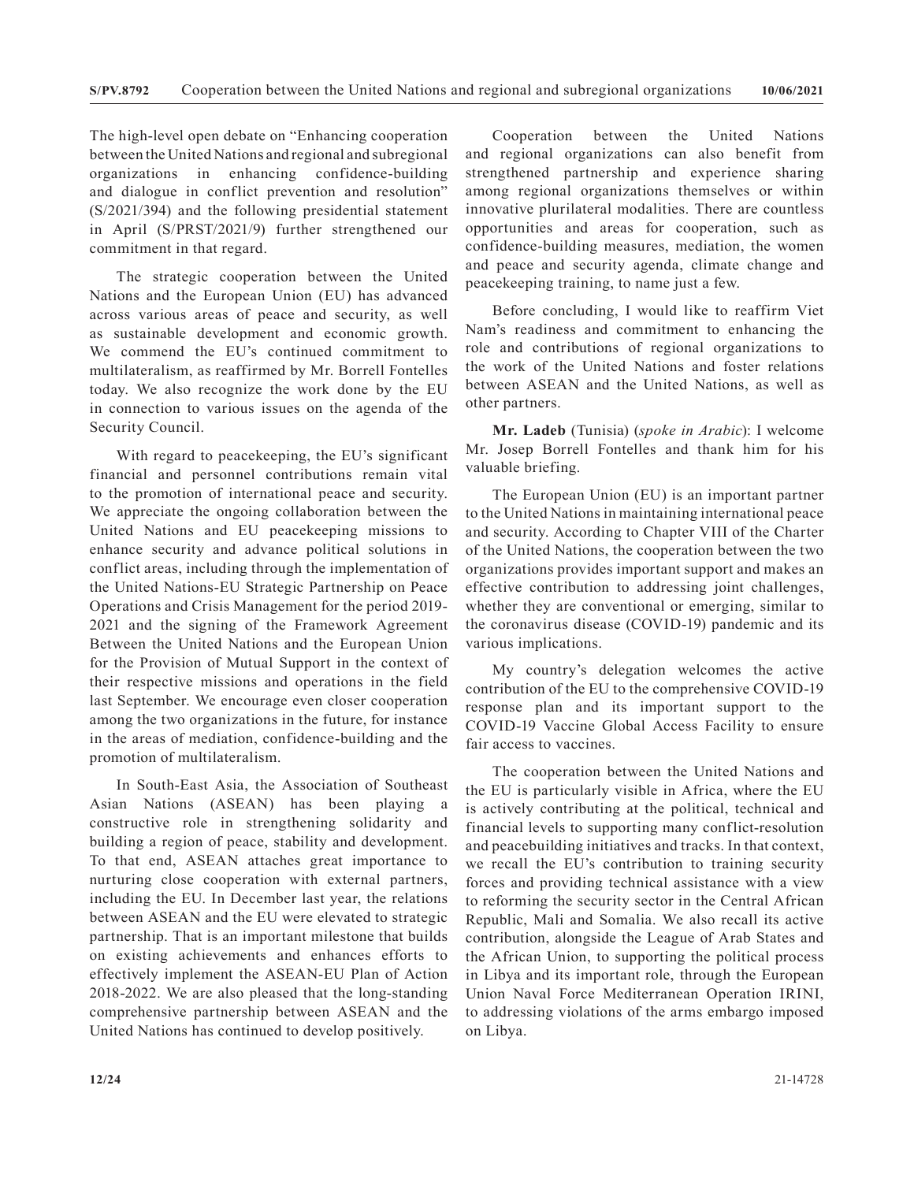The high-level open debate on "Enhancing cooperation between the United Nations and regional and subregional organizations in enhancing confidence-building and dialogue in conflict prevention and resolution" (S/2021/394) and the following presidential statement in April (S/PRST/2021/9) further strengthened our commitment in that regard.

The strategic cooperation between the United Nations and the European Union (EU) has advanced across various areas of peace and security, as well as sustainable development and economic growth. We commend the EU's continued commitment to multilateralism, as reaffirmed by Mr. Borrell Fontelles today. We also recognize the work done by the EU in connection to various issues on the agenda of the Security Council.

With regard to peacekeeping, the EU's significant financial and personnel contributions remain vital to the promotion of international peace and security. We appreciate the ongoing collaboration between the United Nations and EU peacekeeping missions to enhance security and advance political solutions in conflict areas, including through the implementation of the United Nations-EU Strategic Partnership on Peace Operations and Crisis Management for the period 2019-2021 and the signing of the Framework Agreement Between the United Nations and the European Union for the Provision of Mutual Support in the context of their respective missions and operations in the field last September. We encourage even closer cooperation among the two organizations in the future, for instance in the areas of mediation, confidence-building and the promotion of multilateralism.

In South-East Asia, the Association of Southeast Asian Nations (ASEAN) has been playing a constructive role in strengthening solidarity and building a region of peace, stability and development. To that end, ASEAN attaches great importance to nurturing close cooperation with external partners, including the EU. In December last year, the relations between ASEAN and the EU were elevated to strategic partnership. That is an important milestone that builds on existing achievements and enhances efforts to effectively implement the ASEAN-EU Plan of Action 2018-2022. We are also pleased that the long-standing comprehensive partnership between ASEAN and the United Nations has continued to develop positively.

Cooperation between the United Nations and regional organizations can also benefit from strengthened partnership and experience sharing among regional organizations themselves or within innovative plurilateral modalities. There are countless opportunities and areas for cooperation, such as confidence-building measures, mediation, the women and peace and security agenda, climate change and peacekeeping training, to name just a few.

Before concluding, I would like to reaffirm Viet Nam's readiness and commitment to enhancing the role and contributions of regional organizations to the work of the United Nations and foster relations between ASEAN and the United Nations, as well as other partners.

**Mr. Ladeb** (Tunisia) (*spoke in Arabic*): I welcome Mr. Josep Borrell Fontelles and thank him for his valuable briefing.

The European Union (EU) is an important partner to the United Nations in maintaining international peace and security. According to Chapter VIII of the Charter of the United Nations, the cooperation between the two organizations provides important support and makes an effective contribution to addressing joint challenges, whether they are conventional or emerging, similar to the coronavirus disease (COVID-19) pandemic and its various implications.

My country's delegation welcomes the active contribution of the EU to the comprehensive COVID-19 response plan and its important support to the COVID-19 Vaccine Global Access Facility to ensure fair access to vaccines.

The cooperation between the United Nations and the EU is particularly visible in Africa, where the EU is actively contributing at the political, technical and financial levels to supporting many conflict-resolution and peacebuilding initiatives and tracks. In that context, we recall the EU's contribution to training security forces and providing technical assistance with a view to reforming the security sector in the Central African Republic, Mali and Somalia. We also recall its active contribution, alongside the League of Arab States and the African Union, to supporting the political process in Libya and its important role, through the European Union Naval Force Mediterranean Operation IRINI, to addressing violations of the arms embargo imposed on Libya.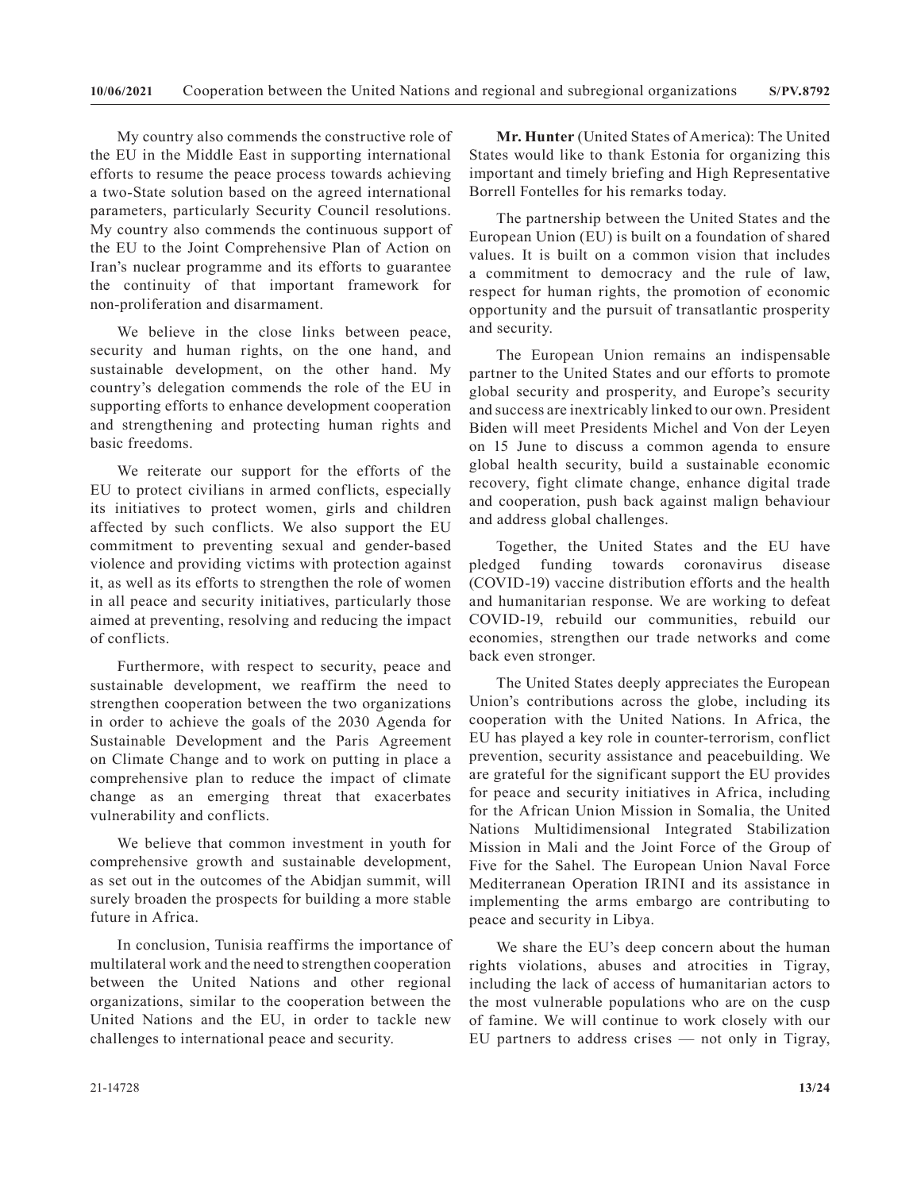My country also commends the constructive role of the EU in the Middle East in supporting international efforts to resume the peace process towards achieving a two-State solution based on the agreed international parameters, particularly Security Council resolutions. My country also commends the continuous support of the EU to the Joint Comprehensive Plan of Action on Iran's nuclear programme and its efforts to guarantee the continuity of that important framework for non-proliferation and disarmament.

We believe in the close links between peace, security and human rights, on the one hand, and sustainable development, on the other hand. My country's delegation commends the role of the EU in supporting efforts to enhance development cooperation and strengthening and protecting human rights and basic freedoms.

We reiterate our support for the efforts of the EU to protect civilians in armed conflicts, especially its initiatives to protect women, girls and children affected by such conflicts. We also support the EU commitment to preventing sexual and gender-based violence and providing victims with protection against it, as well as its efforts to strengthen the role of women in all peace and security initiatives, particularly those aimed at preventing, resolving and reducing the impact of conflicts.

Furthermore, with respect to security, peace and sustainable development, we reaffirm the need to strengthen cooperation between the two organizations in order to achieve the goals of the 2030 Agenda for Sustainable Development and the Paris Agreement on Climate Change and to work on putting in place a comprehensive plan to reduce the impact of climate change as an emerging threat that exacerbates vulnerability and conflicts.

We believe that common investment in youth for comprehensive growth and sustainable development, as set out in the outcomes of the Abidjan summit, will surely broaden the prospects for building a more stable future in Africa.

In conclusion, Tunisia reaffirms the importance of multilateral work and the need to strengthen cooperation between the United Nations and other regional organizations, similar to the cooperation between the United Nations and the EU, in order to tackle new challenges to international peace and security.

**Mr. Hunter** (United States of America): The United States would like to thank Estonia for organizing this important and timely briefing and High Representative Borrell Fontelles for his remarks today.

The partnership between the United States and the European Union (EU) is built on a foundation of shared values. It is built on a common vision that includes a commitment to democracy and the rule of law, respect for human rights, the promotion of economic opportunity and the pursuit of transatlantic prosperity and security.

The European Union remains an indispensable partner to the United States and our efforts to promote global security and prosperity, and Europe's security and success are inextricably linked to our own. President Biden will meet Presidents Michel and Von der Leyen on 15 June to discuss a common agenda to ensure global health security, build a sustainable economic recovery, fight climate change, enhance digital trade and cooperation, push back against malign behaviour and address global challenges.

Together, the United States and the EU have pledged funding towards coronavirus disease (COVID-19) vaccine distribution efforts and the health and humanitarian response. We are working to defeat COVID-19, rebuild our communities, rebuild our economies, strengthen our trade networks and come back even stronger.

The United States deeply appreciates the European Union's contributions across the globe, including its cooperation with the United Nations. In Africa, the EU has played a key role in counter-terrorism, conflict prevention, security assistance and peacebuilding. We are grateful for the significant support the EU provides for peace and security initiatives in Africa, including for the African Union Mission in Somalia, the United Nations Multidimensional Integrated Stabilization Mission in Mali and the Joint Force of the Group of Five for the Sahel. The European Union Naval Force Mediterranean Operation IRINI and its assistance in implementing the arms embargo are contributing to peace and security in Libya.

We share the EU's deep concern about the human rights violations, abuses and atrocities in Tigray, including the lack of access of humanitarian actors to the most vulnerable populations who are on the cusp of famine. We will continue to work closely with our EU partners to address crises — not only in Tigray,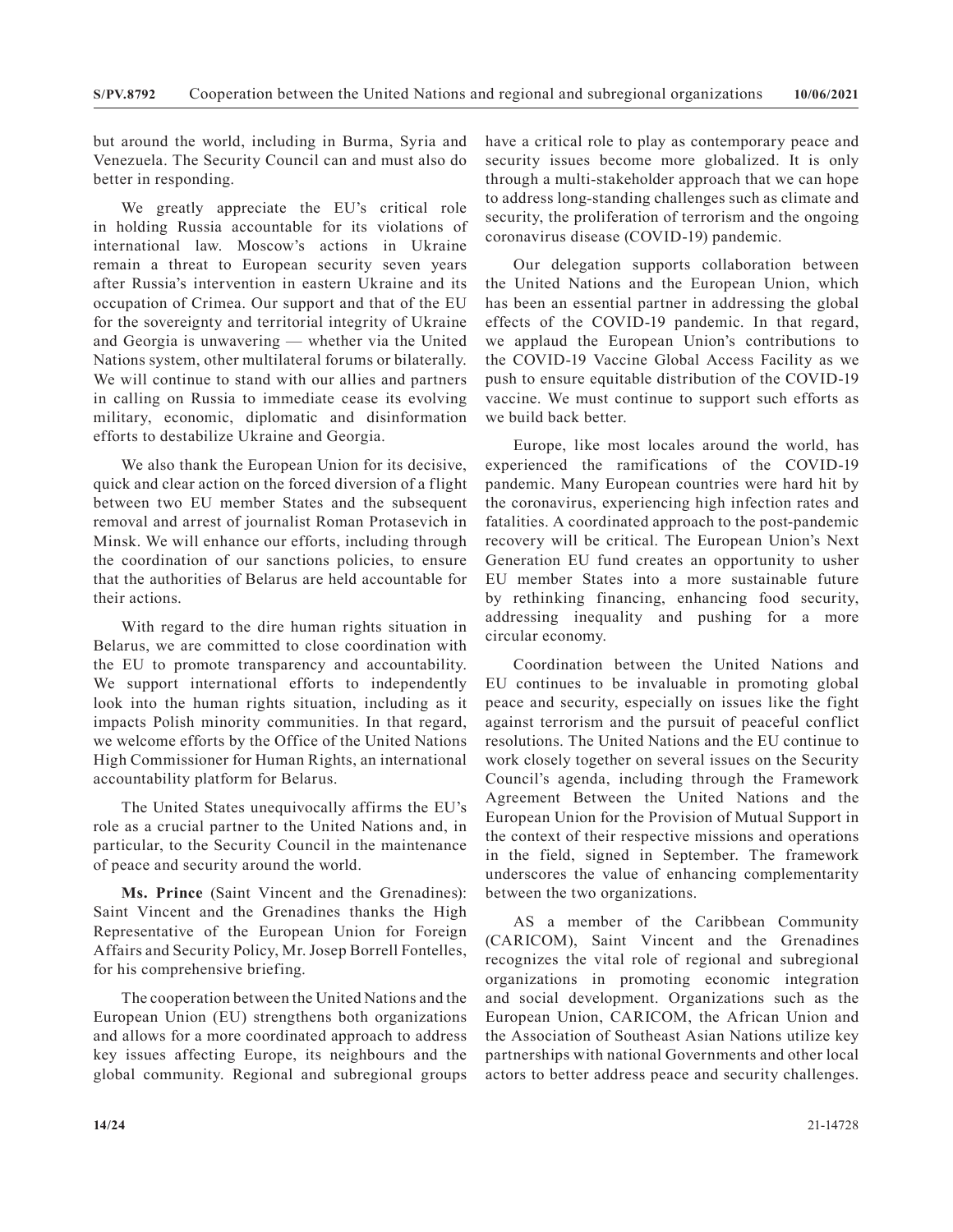but around the world, including in Burma, Syria and Venezuela. The Security Council can and must also do better in responding.

We greatly appreciate the EU's critical role in holding Russia accountable for its violations of international law. Moscow's actions in Ukraine remain a threat to European security seven years after Russia's intervention in eastern Ukraine and its occupation of Crimea. Our support and that of the EU for the sovereignty and territorial integrity of Ukraine and Georgia is unwavering — whether via the United Nations system, other multilateral forums or bilaterally. We will continue to stand with our allies and partners in calling on Russia to immediate cease its evolving military, economic, diplomatic and disinformation efforts to destabilize Ukraine and Georgia.

We also thank the European Union for its decisive, quick and clear action on the forced diversion of a flight between two EU member States and the subsequent removal and arrest of journalist Roman Protasevich in Minsk. We will enhance our efforts, including through the coordination of our sanctions policies, to ensure that the authorities of Belarus are held accountable for their actions.

With regard to the dire human rights situation in Belarus, we are committed to close coordination with the EU to promote transparency and accountability. We support international efforts to independently look into the human rights situation, including as it impacts Polish minority communities. In that regard, we welcome efforts by the Office of the United Nations High Commissioner for Human Rights, an international accountability platform for Belarus.

The United States unequivocally affirms the EU's role as a crucial partner to the United Nations and, in particular, to the Security Council in the maintenance of peace and security around the world.

**Ms. Prince** (Saint Vincent and the Grenadines): Saint Vincent and the Grenadines thanks the High Representative of the European Union for Foreign Affairs and Security Policy, Mr. Josep Borrell Fontelles, for his comprehensive briefing.

The cooperation between the United Nations and the European Union (EU) strengthens both organizations and allows for a more coordinated approach to address key issues affecting Europe, its neighbours and the global community. Regional and subregional groups have a critical role to play as contemporary peace and security issues become more globalized. It is only through a multi-stakeholder approach that we can hope to address long-standing challenges such as climate and security, the proliferation of terrorism and the ongoing coronavirus disease (COVID-19) pandemic.

Our delegation supports collaboration between the United Nations and the European Union, which has been an essential partner in addressing the global effects of the COVID-19 pandemic. In that regard, we applaud the European Union's contributions to the COVID-19 Vaccine Global Access Facility as we push to ensure equitable distribution of the COVID-19 vaccine. We must continue to support such efforts as we build back better.

Europe, like most locales around the world, has experienced the ramifications of the COVID-19 pandemic. Many European countries were hard hit by the coronavirus, experiencing high infection rates and fatalities. A coordinated approach to the post-pandemic recovery will be critical. The European Union's Next Generation EU fund creates an opportunity to usher EU member States into a more sustainable future by rethinking financing, enhancing food security, addressing inequality and pushing for a more circular economy.

Coordination between the United Nations and EU continues to be invaluable in promoting global peace and security, especially on issues like the fight against terrorism and the pursuit of peaceful conflict resolutions. The United Nations and the EU continue to work closely together on several issues on the Security Council's agenda, including through the Framework Agreement Between the United Nations and the European Union for the Provision of Mutual Support in the context of their respective missions and operations in the field, signed in September. The framework underscores the value of enhancing complementarity between the two organizations.

AS a member of the Caribbean Community (CARICOM), Saint Vincent and the Grenadines recognizes the vital role of regional and subregional organizations in promoting economic integration and social development. Organizations such as the European Union, CARICOM, the African Union and the Association of Southeast Asian Nations utilize key partnerships with national Governments and other local actors to better address peace and security challenges.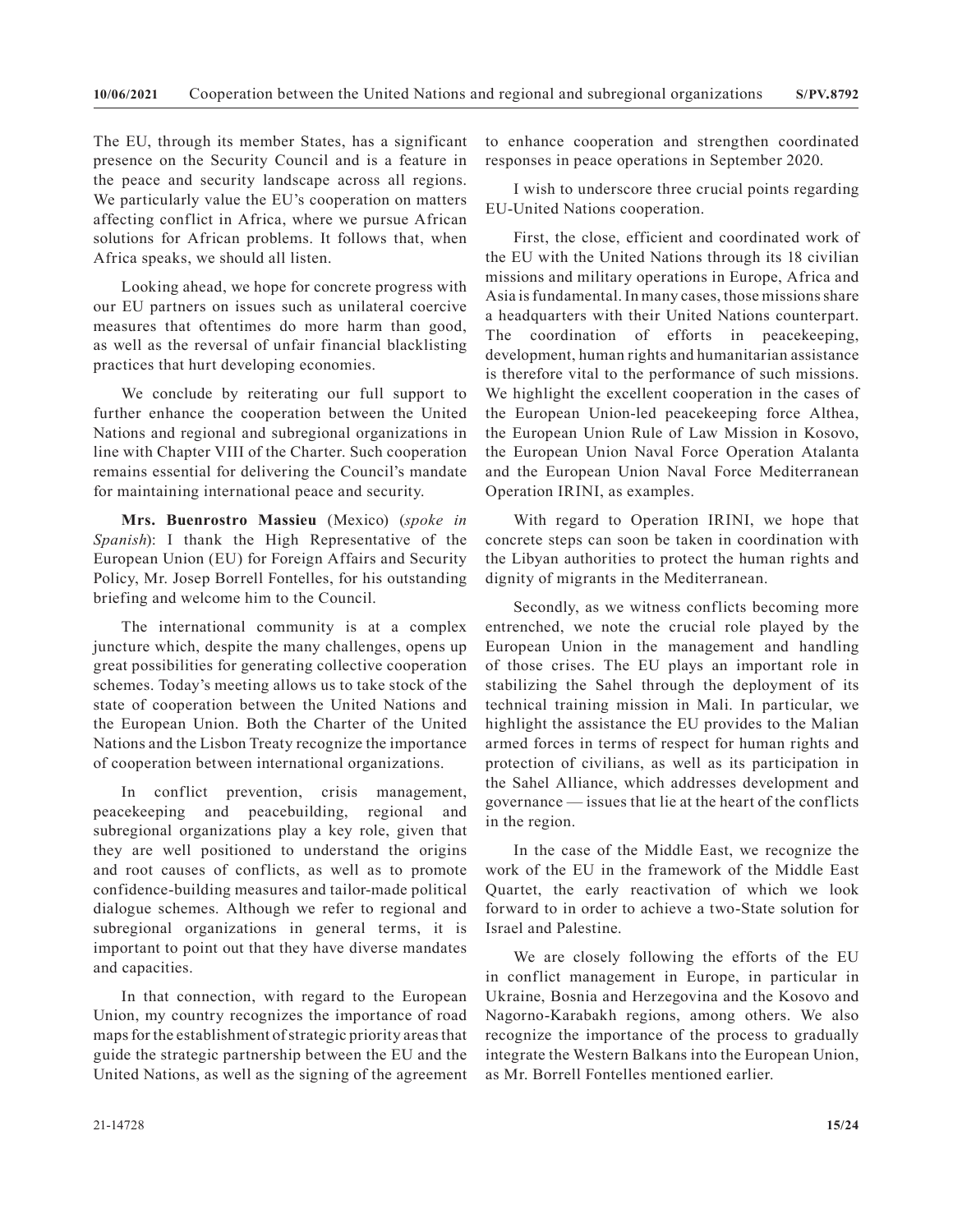The EU, through its member States, has a significant presence on the Security Council and is a feature in the peace and security landscape across all regions. We particularly value the EU's cooperation on matters affecting conflict in Africa, where we pursue African solutions for African problems. It follows that, when Africa speaks, we should all listen.

Looking ahead, we hope for concrete progress with our EU partners on issues such as unilateral coercive measures that oftentimes do more harm than good, as well as the reversal of unfair financial blacklisting practices that hurt developing economies.

We conclude by reiterating our full support to further enhance the cooperation between the United Nations and regional and subregional organizations in line with Chapter VIII of the Charter. Such cooperation remains essential for delivering the Council's mandate for maintaining international peace and security.

**Mrs. Buenrostro Massieu** (Mexico) (*spoke in Spanish*): I thank the High Representative of the European Union (EU) for Foreign Affairs and Security Policy, Mr. Josep Borrell Fontelles, for his outstanding briefing and welcome him to the Council.

The international community is at a complex juncture which, despite the many challenges, opens up great possibilities for generating collective cooperation schemes. Today's meeting allows us to take stock of the state of cooperation between the United Nations and the European Union. Both the Charter of the United Nations and the Lisbon Treaty recognize the importance of cooperation between international organizations.

In conflict prevention, crisis management, peacekeeping and peacebuilding, regional and subregional organizations play a key role, given that they are well positioned to understand the origins and root causes of conflicts, as well as to promote confidence-building measures and tailor-made political dialogue schemes. Although we refer to regional and subregional organizations in general terms, it is important to point out that they have diverse mandates and capacities.

In that connection, with regard to the European Union, my country recognizes the importance of road maps for the establishment of strategic priority areas that guide the strategic partnership between the EU and the United Nations, as well as the signing of the agreement to enhance cooperation and strengthen coordinated responses in peace operations in September 2020.

I wish to underscore three crucial points regarding EU-United Nations cooperation.

First, the close, efficient and coordinated work of the EU with the United Nations through its 18 civilian missions and military operations in Europe, Africa and Asia is fundamental. In many cases, those missions share a headquarters with their United Nations counterpart. The coordination of efforts in peacekeeping, development, human rights and humanitarian assistance is therefore vital to the performance of such missions. We highlight the excellent cooperation in the cases of the European Union-led peacekeeping force Althea, the European Union Rule of Law Mission in Kosovo, the European Union Naval Force Operation Atalanta and the European Union Naval Force Mediterranean Operation IRINI, as examples.

With regard to Operation IRINI, we hope that concrete steps can soon be taken in coordination with the Libyan authorities to protect the human rights and dignity of migrants in the Mediterranean.

Secondly, as we witness conflicts becoming more entrenched, we note the crucial role played by the European Union in the management and handling of those crises. The EU plays an important role in stabilizing the Sahel through the deployment of its technical training mission in Mali. In particular, we highlight the assistance the EU provides to the Malian armed forces in terms of respect for human rights and protection of civilians, as well as its participation in the Sahel Alliance, which addresses development and governance — issues that lie at the heart of the conflicts in the region.

In the case of the Middle East, we recognize the work of the EU in the framework of the Middle East Quartet, the early reactivation of which we look forward to in order to achieve a two-State solution for Israel and Palestine.

We are closely following the efforts of the EU in conflict management in Europe, in particular in Ukraine, Bosnia and Herzegovina and the Kosovo and Nagorno-Karabakh regions, among others. We also recognize the importance of the process to gradually integrate the Western Balkans into the European Union, as Mr. Borrell Fontelles mentioned earlier.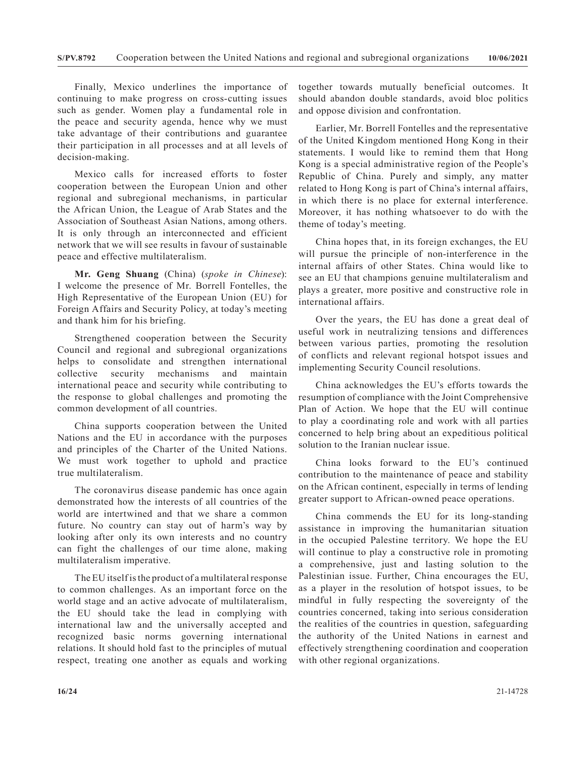Finally, Mexico underlines the importance of continuing to make progress on cross-cutting issues such as gender. Women play a fundamental role in the peace and security agenda, hence why we must take advantage of their contributions and guarantee their participation in all processes and at all levels of decision-making.

Mexico calls for increased efforts to foster cooperation between the European Union and other regional and subregional mechanisms, in particular the African Union, the League of Arab States and the Association of Southeast Asian Nations, among others. It is only through an interconnected and efficient network that we will see results in favour of sustainable peace and effective multilateralism.

**Mr. Geng Shuang** (China) (*spoke in Chinese*): I welcome the presence of Mr. Borrell Fontelles, the High Representative of the European Union (EU) for Foreign Affairs and Security Policy, at today's meeting and thank him for his briefing.

Strengthened cooperation between the Security Council and regional and subregional organizations helps to consolidate and strengthen international collective security mechanisms and maintain international peace and security while contributing to the response to global challenges and promoting the common development of all countries.

China supports cooperation between the United Nations and the EU in accordance with the purposes and principles of the Charter of the United Nations. We must work together to uphold and practice true multilateralism.

The coronavirus disease pandemic has once again demonstrated how the interests of all countries of the world are intertwined and that we share a common future. No country can stay out of harm's way by looking after only its own interests and no country can fight the challenges of our time alone, making multilateralism imperative.

The EU itself is the product of a multilateral response to common challenges. As an important force on the world stage and an active advocate of multilateralism, the EU should take the lead in complying with international law and the universally accepted and recognized basic norms governing international relations. It should hold fast to the principles of mutual respect, treating one another as equals and working together towards mutually beneficial outcomes. It should abandon double standards, avoid bloc politics and oppose division and confrontation.

Earlier, Mr. Borrell Fontelles and the representative of the United Kingdom mentioned Hong Kong in their statements. I would like to remind them that Hong Kong is a special administrative region of the People's Republic of China. Purely and simply, any matter related to Hong Kong is part of China's internal affairs, in which there is no place for external interference. Moreover, it has nothing whatsoever to do with the theme of today's meeting.

China hopes that, in its foreign exchanges, the EU will pursue the principle of non-interference in the internal affairs of other States. China would like to see an EU that champions genuine multilateralism and plays a greater, more positive and constructive role in international affairs.

Over the years, the EU has done a great deal of useful work in neutralizing tensions and differences between various parties, promoting the resolution of conflicts and relevant regional hotspot issues and implementing Security Council resolutions.

China acknowledges the EU's efforts towards the resumption of compliance with the Joint Comprehensive Plan of Action. We hope that the EU will continue to play a coordinating role and work with all parties concerned to help bring about an expeditious political solution to the Iranian nuclear issue.

China looks forward to the EU's continued contribution to the maintenance of peace and stability on the African continent, especially in terms of lending greater support to African-owned peace operations.

China commends the EU for its long-standing assistance in improving the humanitarian situation in the occupied Palestine territory. We hope the EU will continue to play a constructive role in promoting a comprehensive, just and lasting solution to the Palestinian issue. Further, China encourages the EU, as a player in the resolution of hotspot issues, to be mindful in fully respecting the sovereignty of the countries concerned, taking into serious consideration the realities of the countries in question, safeguarding the authority of the United Nations in earnest and effectively strengthening coordination and cooperation with other regional organizations.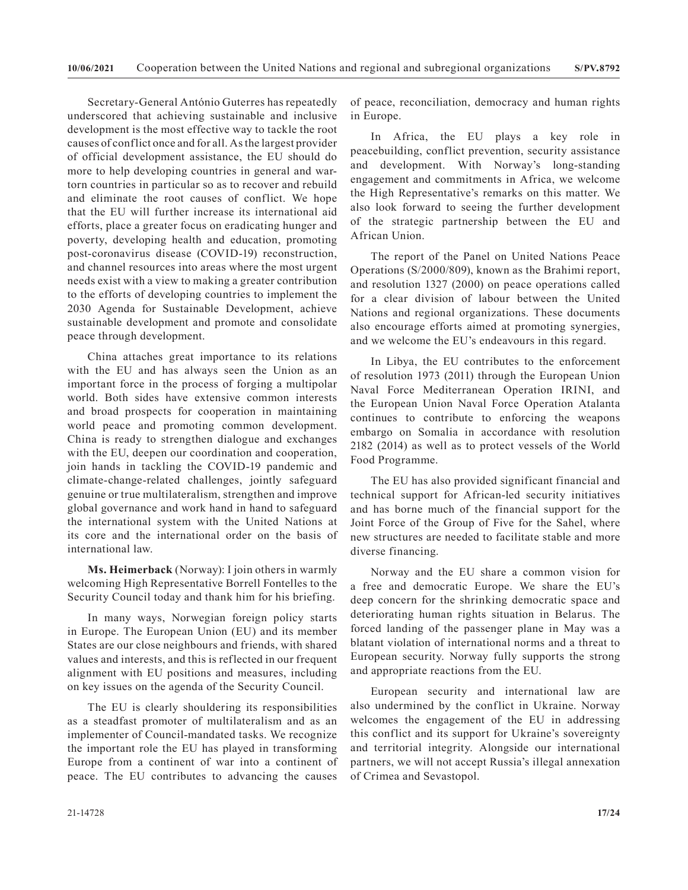Secretary-General António Guterres has repeatedly underscored that achieving sustainable and inclusive development is the most effective way to tackle the root causes of conflict once and for all. As the largest provider of official development assistance, the EU should do more to help developing countries in general and war-torn countries in particular so as to recover and rebuild and eliminate the root causes of conflict. We hope that the EU will further increase its international aid efforts, place a greater focus on eradicating hunger and poverty, developing health and education, promoting post-coronavirus disease (COVID-19) reconstruction, and channel resources into areas where the most urgent needs exist with a view to making a greater contribution to the efforts of developing countries to implement the 2030 Agenda for Sustainable Development, achieve sustainable development and promote and consolidate peace through development.

China attaches great importance to its relations with the EU and has always seen the Union as an important force in the process of forging a multipolar world. Both sides have extensive common interests and broad prospects for cooperation in maintaining world peace and promoting common development. China is ready to strengthen dialogue and exchanges with the EU, deepen our coordination and cooperation, join hands in tackling the COVID-19 pandemic and climate-change-related challenges, jointly safeguard genuine or true multilateralism, strengthen and improve global governance and work hand in hand to safeguard the international system with the United Nations at its core and the international order on the basis of international law.

**Ms. Heimerback** (Norway): I join others in warmly welcoming High Representative Borrell Fontelles to the Security Council today and thank him for his briefing.

In many ways, Norwegian foreign policy starts in Europe. The European Union (EU) and its member States are our close neighbours and friends, with shared values and interests, and this is reflected in our frequent alignment with EU positions and measures, including on key issues on the agenda of the Security Council.

The EU is clearly shouldering its responsibilities as a steadfast promoter of multilateralism and as an implementer of Council-mandated tasks. We recognize the important role the EU has played in transforming Europe from a continent of war into a continent of peace. The EU contributes to advancing the causes of peace, reconciliation, democracy and human rights in Europe.

In Africa, the EU plays a key role in peacebuilding, conflict prevention, security assistance and development. With Norway's long-standing engagement and commitments in Africa, we welcome the High Representative's remarks on this matter. We also look forward to seeing the further development of the strategic partnership between the EU and African Union.

The report of the Panel on United Nations Peace Operations (S/2000/809), known as the Brahimi report, and resolution 1327 (2000) on peace operations called for a clear division of labour between the United Nations and regional organizations. These documents also encourage efforts aimed at promoting synergies, and we welcome the EU's endeavours in this regard.

In Libya, the EU contributes to the enforcement of resolution 1973 (2011) through the European Union Naval Force Mediterranean Operation IRINI, and the European Union Naval Force Operation Atalanta continues to contribute to enforcing the weapons embargo on Somalia in accordance with resolution 2182 (2014) as well as to protect vessels of the World Food Programme.

The EU has also provided significant financial and technical support for African-led security initiatives and has borne much of the financial support for the Joint Force of the Group of Five for the Sahel, where new structures are needed to facilitate stable and more diverse financing.

Norway and the EU share a common vision for a free and democratic Europe. We share the EU's deep concern for the shrinking democratic space and deteriorating human rights situation in Belarus. The forced landing of the passenger plane in May was a blatant violation of international norms and a threat to European security. Norway fully supports the strong and appropriate reactions from the EU.

European security and international law are also undermined by the conflict in Ukraine. Norway welcomes the engagement of the EU in addressing this conflict and its support for Ukraine's sovereignty and territorial integrity. Alongside our international partners, we will not accept Russia's illegal annexation of Crimea and Sevastopol.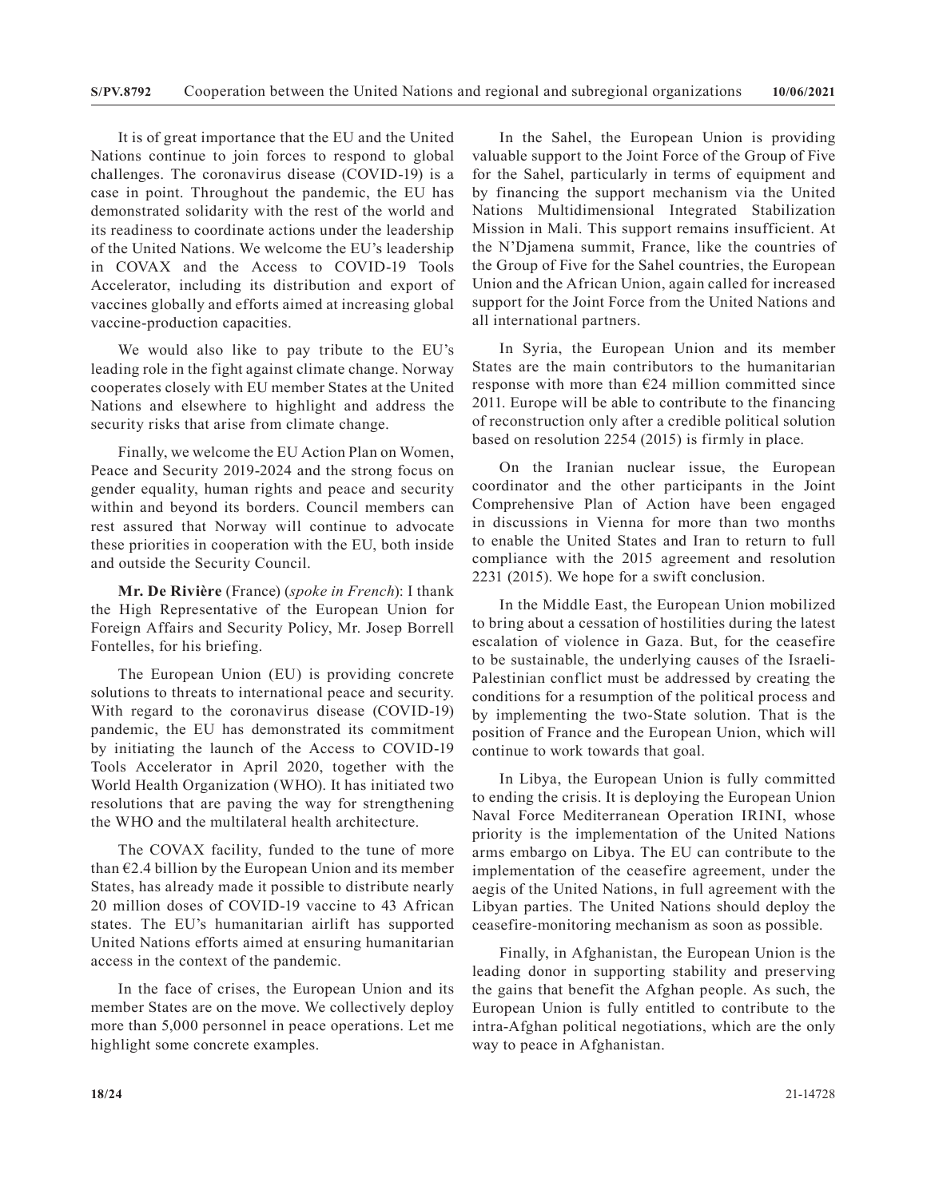It is of great importance that the EU and the United Nations continue to join forces to respond to global challenges. The coronavirus disease (COVID-19) is a case in point. Throughout the pandemic, the EU has demonstrated solidarity with the rest of the world and its readiness to coordinate actions under the leadership of the United Nations. We welcome the EU's leadership in COVAX and the Access to COVID-19 Tools Accelerator, including its distribution and export of vaccines globally and efforts aimed at increasing global vaccine-production capacities.

We would also like to pay tribute to the EU's leading role in the fight against climate change. Norway cooperates closely with EU member States at the United Nations and elsewhere to highlight and address the security risks that arise from climate change.

Finally, we welcome the EU Action Plan on Women, Peace and Security 2019-2024 and the strong focus on gender equality, human rights and peace and security within and beyond its borders. Council members can rest assured that Norway will continue to advocate these priorities in cooperation with the EU, both inside and outside the Security Council.

**Mr. De Rivière** (France) (*spoke in French*): I thank the High Representative of the European Union for Foreign Affairs and Security Policy, Mr. Josep Borrell Fontelles, for his briefing.

The European Union (EU) is providing concrete solutions to threats to international peace and security. With regard to the coronavirus disease (COVID-19) pandemic, the EU has demonstrated its commitment by initiating the launch of the Access to COVID-19 Tools Accelerator in April 2020, together with the World Health Organization (WHO). It has initiated two resolutions that are paving the way for strengthening the WHO and the multilateral health architecture.

The COVAX facility, funded to the tune of more than €2.4 billion by the European Union and its member States, has already made it possible to distribute nearly 20 million doses of COVID-19 vaccine to 43 African states. The EU's humanitarian airlift has supported United Nations efforts aimed at ensuring humanitarian access in the context of the pandemic.

In the face of crises, the European Union and its member States are on the move. We collectively deploy more than 5,000 personnel in peace operations. Let me highlight some concrete examples.

In the Sahel, the European Union is providing valuable support to the Joint Force of the Group of Five for the Sahel, particularly in terms of equipment and by financing the support mechanism via the United Nations Multidimensional Integrated Stabilization Mission in Mali. This support remains insufficient. At the N'Djamena summit, France, like the countries of the Group of Five for the Sahel countries, the European Union and the African Union, again called for increased support for the Joint Force from the United Nations and all international partners.

In Syria, the European Union and its member States are the main contributors to the humanitarian response with more than €24 million committed since 2011. Europe will be able to contribute to the financing of reconstruction only after a credible political solution based on resolution 2254 (2015) is firmly in place.

On the Iranian nuclear issue, the European coordinator and the other participants in the Joint Comprehensive Plan of Action have been engaged in discussions in Vienna for more than two months to enable the United States and Iran to return to full compliance with the 2015 agreement and resolution 2231 (2015). We hope for a swift conclusion.

In the Middle East, the European Union mobilized to bring about a cessation of hostilities during the latest escalation of violence in Gaza. But, for the ceasefire to be sustainable, the underlying causes of the Israeli-Palestinian conflict must be addressed by creating the conditions for a resumption of the political process and by implementing the two-State solution. That is the position of France and the European Union, which will continue to work towards that goal.

In Libya, the European Union is fully committed to ending the crisis. It is deploying the European Union Naval Force Mediterranean Operation IRINI, whose priority is the implementation of the United Nations arms embargo on Libya. The EU can contribute to the implementation of the ceasefire agreement, under the aegis of the United Nations, in full agreement with the Libyan parties. The United Nations should deploy the ceasefire-monitoring mechanism as soon as possible.

Finally, in Afghanistan, the European Union is the leading donor in supporting stability and preserving the gains that benefit the Afghan people. As such, the European Union is fully entitled to contribute to the intra-Afghan political negotiations, which are the only way to peace in Afghanistan.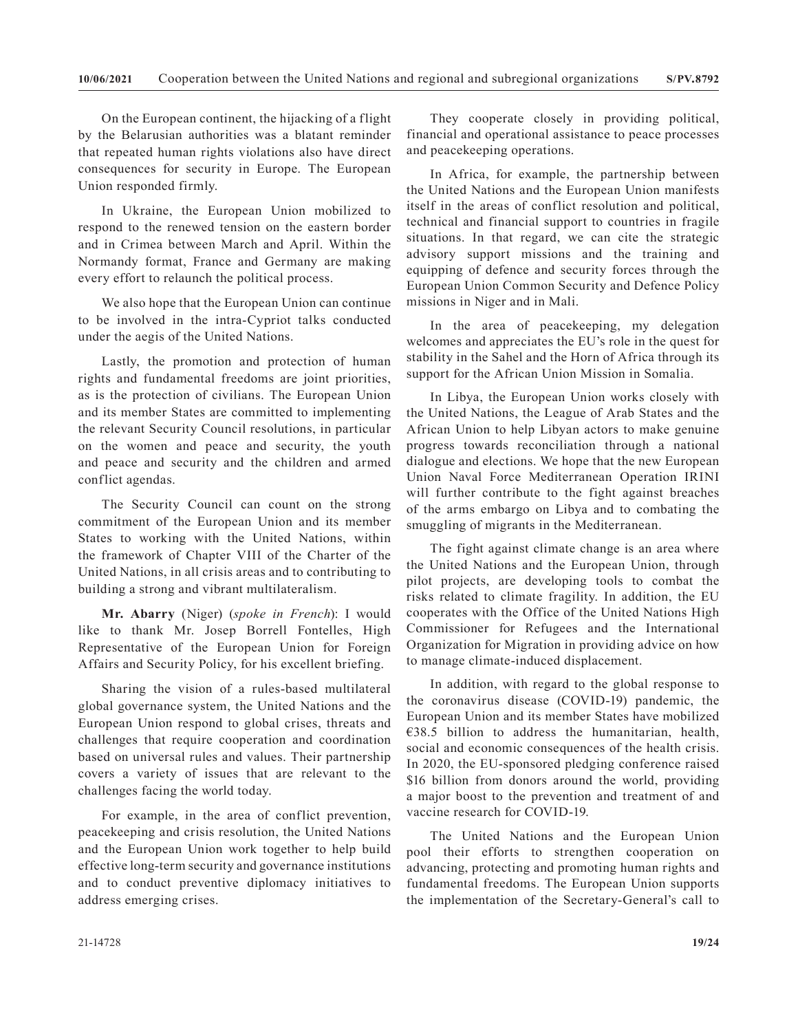On the European continent, the hijacking of a flight by the Belarusian authorities was a blatant reminder that repeated human rights violations also have direct consequences for security in Europe. The European Union responded firmly.

In Ukraine, the European Union mobilized to respond to the renewed tension on the eastern border and in Crimea between March and April. Within the Normandy format, France and Germany are making every effort to relaunch the political process.

We also hope that the European Union can continue to be involved in the intra-Cypriot talks conducted under the aegis of the United Nations.

Lastly, the promotion and protection of human rights and fundamental freedoms are joint priorities, as is the protection of civilians. The European Union and its member States are committed to implementing the relevant Security Council resolutions, in particular on the women and peace and security, the youth and peace and security and the children and armed conflict agendas.

The Security Council can count on the strong commitment of the European Union and its member States to working with the United Nations, within the framework of Chapter VIII of the Charter of the United Nations, in all crisis areas and to contributing to building a strong and vibrant multilateralism.

**Mr. Abarry** (Niger) (*spoke in French*): I would like to thank Mr. Josep Borrell Fontelles, High Representative of the European Union for Foreign Affairs and Security Policy, for his excellent briefing.

Sharing the vision of a rules-based multilateral global governance system, the United Nations and the European Union respond to global crises, threats and challenges that require cooperation and coordination based on universal rules and values. Their partnership covers a variety of issues that are relevant to the challenges facing the world today.

For example, in the area of conflict prevention, peacekeeping and crisis resolution, the United Nations and the European Union work together to help build effective long-term security and governance institutions and to conduct preventive diplomacy initiatives to address emerging crises.

They cooperate closely in providing political, financial and operational assistance to peace processes and peacekeeping operations.

In Africa, for example, the partnership between the United Nations and the European Union manifests itself in the areas of conflict resolution and political, technical and financial support to countries in fragile situations. In that regard, we can cite the strategic advisory support missions and the training and equipping of defence and security forces through the European Union Common Security and Defence Policy missions in Niger and in Mali.

In the area of peacekeeping, my delegation welcomes and appreciates the EU's role in the quest for stability in the Sahel and the Horn of Africa through its support for the African Union Mission in Somalia.

In Libya, the European Union works closely with the United Nations, the League of Arab States and the African Union to help Libyan actors to make genuine progress towards reconciliation through a national dialogue and elections. We hope that the new European Union Naval Force Mediterranean Operation IRINI will further contribute to the fight against breaches of the arms embargo on Libya and to combating the smuggling of migrants in the Mediterranean.

The fight against climate change is an area where the United Nations and the European Union, through pilot projects, are developing tools to combat the risks related to climate fragility. In addition, the EU cooperates with the Office of the United Nations High Commissioner for Refugees and the International Organization for Migration in providing advice on how to manage climate-induced displacement.

In addition, with regard to the global response to the coronavirus disease (COVID-19) pandemic, the European Union and its member States have mobilized €38.5 billion to address the humanitarian, health, social and economic consequences of the health crisis. In 2020, the EU-sponsored pledging conference raised $16 billion from donors around the world, providing a major boost to the prevention and treatment of and vaccine research for COVID-19.

The United Nations and the European Union pool their efforts to strengthen cooperation on advancing, protecting and promoting human rights and fundamental freedoms. The European Union supports the implementation of the Secretary-General's call to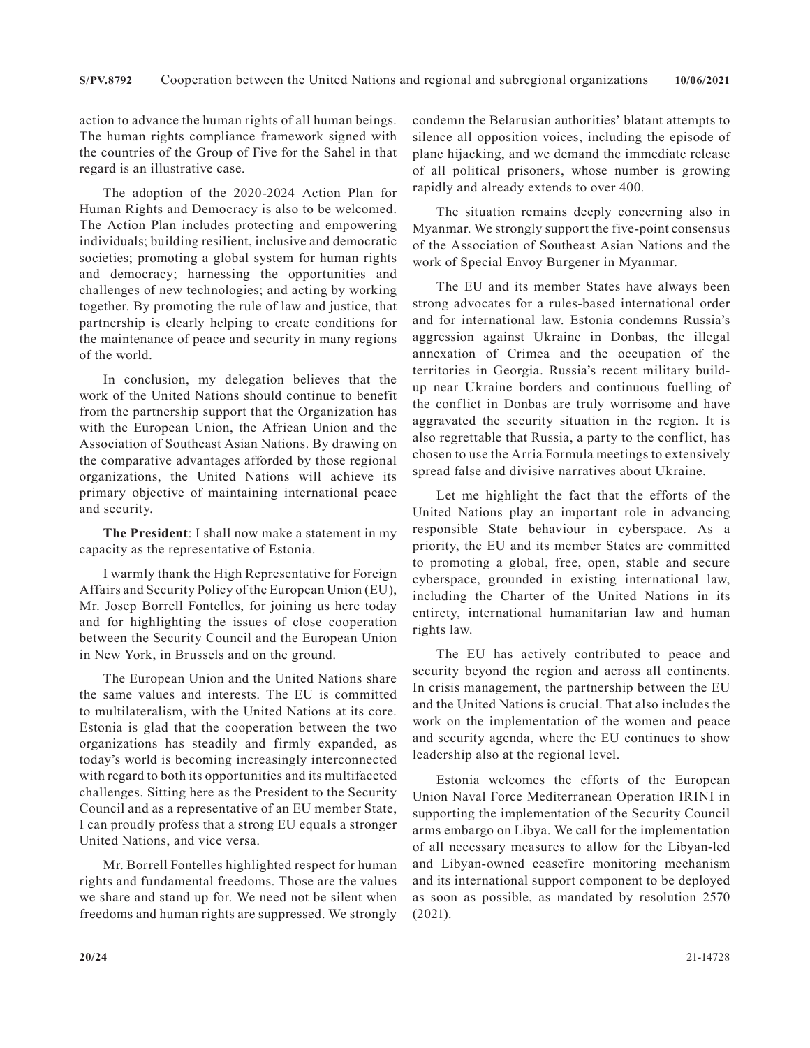action to advance the human rights of all human beings. The human rights compliance framework signed with the countries of the Group of Five for the Sahel in that regard is an illustrative case.

The adoption of the 2020-2024 Action Plan for Human Rights and Democracy is also to be welcomed. The Action Plan includes protecting and empowering individuals; building resilient, inclusive and democratic societies; promoting a global system for human rights and democracy; harnessing the opportunities and challenges of new technologies; and acting by working together. By promoting the rule of law and justice, that partnership is clearly helping to create conditions for the maintenance of peace and security in many regions of the world.

In conclusion, my delegation believes that the work of the United Nations should continue to benefit from the partnership support that the Organization has with the European Union, the African Union and the Association of Southeast Asian Nations. By drawing on the comparative advantages afforded by those regional organizations, the United Nations will achieve its primary objective of maintaining international peace and security.

**The President**: I shall now make a statement in my capacity as the representative of Estonia.

I warmly thank the High Representative for Foreign Affairs and Security Policy of the European Union (EU), Mr. Josep Borrell Fontelles, for joining us here today and for highlighting the issues of close cooperation between the Security Council and the European Union in New York, in Brussels and on the ground.

The European Union and the United Nations share the same values and interests. The EU is committed to multilateralism, with the United Nations at its core. Estonia is glad that the cooperation between the two organizations has steadily and firmly expanded, as today's world is becoming increasingly interconnected with regard to both its opportunities and its multifaceted challenges. Sitting here as the President to the Security Council and as a representative of an EU member State, I can proudly profess that a strong EU equals a stronger United Nations, and vice versa.

Mr. Borrell Fontelles highlighted respect for human rights and fundamental freedoms. Those are the values we share and stand up for. We need not be silent when freedoms and human rights are suppressed. We strongly condemn the Belarusian authorities' blatant attempts to silence all opposition voices, including the episode of plane hijacking, and we demand the immediate release of all political prisoners, whose number is growing rapidly and already extends to over 400.

The situation remains deeply concerning also in Myanmar. We strongly support the five-point consensus of the Association of Southeast Asian Nations and the work of Special Envoy Burgener in Myanmar.

The EU and its member States have always been strong advocates for a rules-based international order and for international law. Estonia condemns Russia's aggression against Ukraine in Donbas, the illegal annexation of Crimea and the occupation of the territories in Georgia. Russia's recent military build-up near Ukraine borders and continuous fuelling of the conflict in Donbas are truly worrisome and have aggravated the security situation in the region. It is also regrettable that Russia, a party to the conflict, has chosen to use the Arria Formula meetings to extensively spread false and divisive narratives about Ukraine.

Let me highlight the fact that the efforts of the United Nations play an important role in advancing responsible State behaviour in cyberspace. As a priority, the EU and its member States are committed to promoting a global, free, open, stable and secure cyberspace, grounded in existing international law, including the Charter of the United Nations in its entirety, international humanitarian law and human rights law.

The EU has actively contributed to peace and security beyond the region and across all continents. In crisis management, the partnership between the EU and the United Nations is crucial. That also includes the work on the implementation of the women and peace and security agenda, where the EU continues to show leadership also at the regional level.

Estonia welcomes the efforts of the European Union Naval Force Mediterranean Operation IRINI in supporting the implementation of the Security Council arms embargo on Libya. We call for the implementation of all necessary measures to allow for the Libyan-led and Libyan-owned ceasefire monitoring mechanism and its international support component to be deployed as soon as possible, as mandated by resolution 2570 (2021).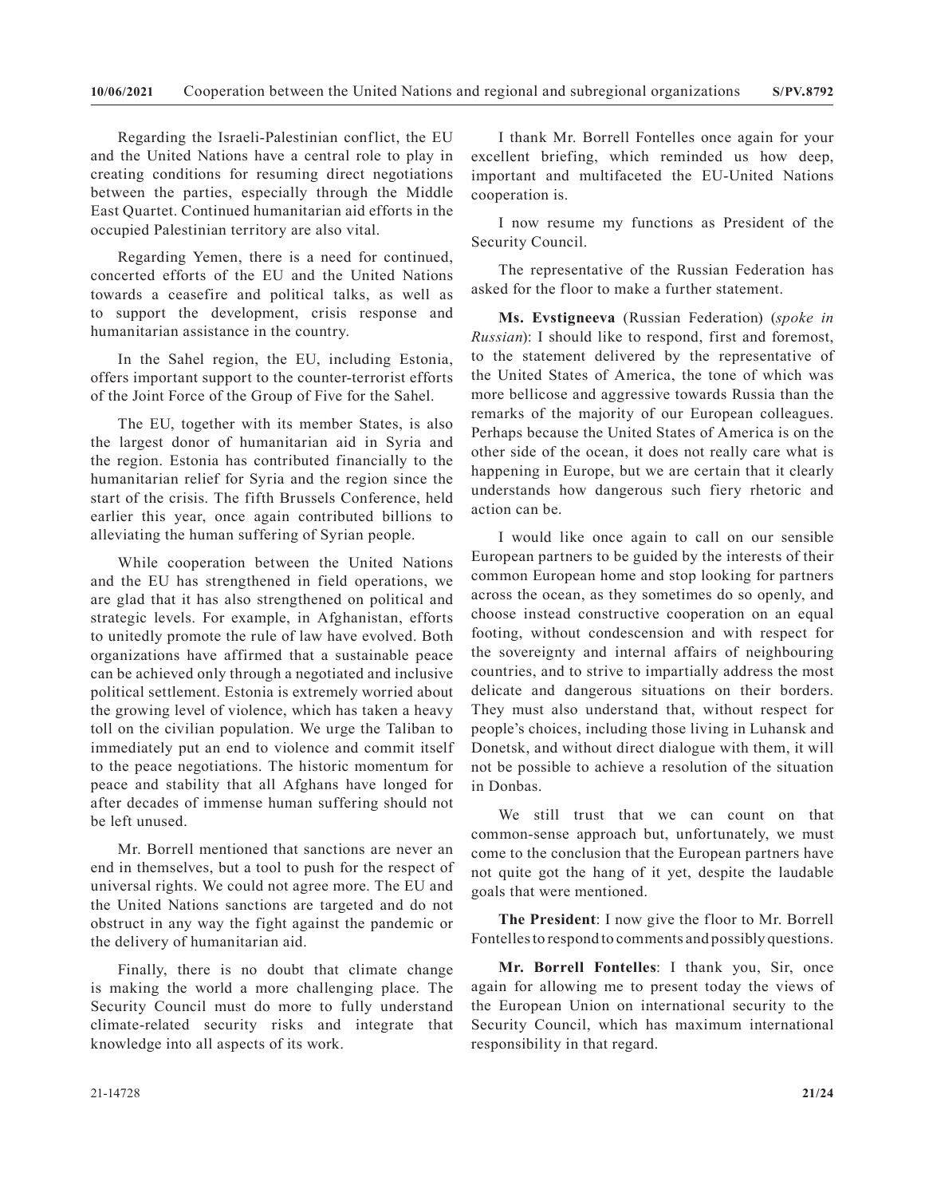Regarding the Israeli-Palestinian conflict, the EU and the United Nations have a central role to play in creating conditions for resuming direct negotiations between the parties, especially through the Middle East Quartet. Continued humanitarian aid efforts in the occupied Palestinian territory are also vital.

Regarding Yemen, there is a need for continued, concerted efforts of the EU and the United Nations towards a ceasefire and political talks, as well as to support the development, crisis response and humanitarian assistance in the country.

In the Sahel region, the EU, including Estonia, offers important support to the counter-terrorist efforts of the Joint Force of the Group of Five for the Sahel.

The EU, together with its member States, is also the largest donor of humanitarian aid in Syria and the region. Estonia has contributed financially to the humanitarian relief for Syria and the region since the start of the crisis. The fifth Brussels Conference, held earlier this year, once again contributed billions to alleviating the human suffering of Syrian people.

While cooperation between the United Nations and the EU has strengthened in field operations, we are glad that it has also strengthened on political and strategic levels. For example, in Afghanistan, efforts to unitedly promote the rule of law have evolved. Both organizations have affirmed that a sustainable peace can be achieved only through a negotiated and inclusive political settlement. Estonia is extremely worried about the growing level of violence, which has taken a heavy toll on the civilian population. We urge the Taliban to immediately put an end to violence and commit itself to the peace negotiations. The historic momentum for peace and stability that all Afghans have longed for after decades of immense human suffering should not be left unused.

Mr. Borrell mentioned that sanctions are never an end in themselves, but a tool to push for the respect of universal rights. We could not agree more. The EU and the United Nations sanctions are targeted and do not obstruct in any way the fight against the pandemic or the delivery of humanitarian aid.

Finally, there is no doubt that climate change is making the world a more challenging place. The Security Council must do more to fully understand climate-related security risks and integrate that knowledge into all aspects of its work.

I thank Mr. Borrell Fontelles once again for your excellent briefing, which reminded us how deep, important and multifaceted the EU-United Nations cooperation is.

I now resume my functions as President of the Security Council.

The representative of the Russian Federation has asked for the floor to make a further statement.

**Ms. Evstigneeva** (Russian Federation) (*spoke in Russian*): I should like to respond, first and foremost, to the statement delivered by the representative of the United States of America, the tone of which was more bellicose and aggressive towards Russia than the remarks of the majority of our European colleagues. Perhaps because the United States of America is on the other side of the ocean, it does not really care what is happening in Europe, but we are certain that it clearly understands how dangerous such fiery rhetoric and action can be.

I would like once again to call on our sensible European partners to be guided by the interests of their common European home and stop looking for partners across the ocean, as they sometimes do so openly, and choose instead constructive cooperation on an equal footing, without condescension and with respect for the sovereignty and internal affairs of neighbouring countries, and to strive to impartially address the most delicate and dangerous situations on their borders. They must also understand that, without respect for people's choices, including those living in Luhansk and Donetsk, and without direct dialogue with them, it will not be possible to achieve a resolution of the situation in Donbas.

We still trust that we can count on that common-sense approach but, unfortunately, we must come to the conclusion that the European partners have not quite got the hang of it yet, despite the laudable goals that were mentioned.

**The President**: I now give the floor to Mr. Borrell Fontelles to respond to comments and possibly questions.

**Mr. Borrell Fontelles**: I thank you, Sir, once again for allowing me to present today the views of the European Union on international security to the Security Council, which has maximum international responsibility in that regard.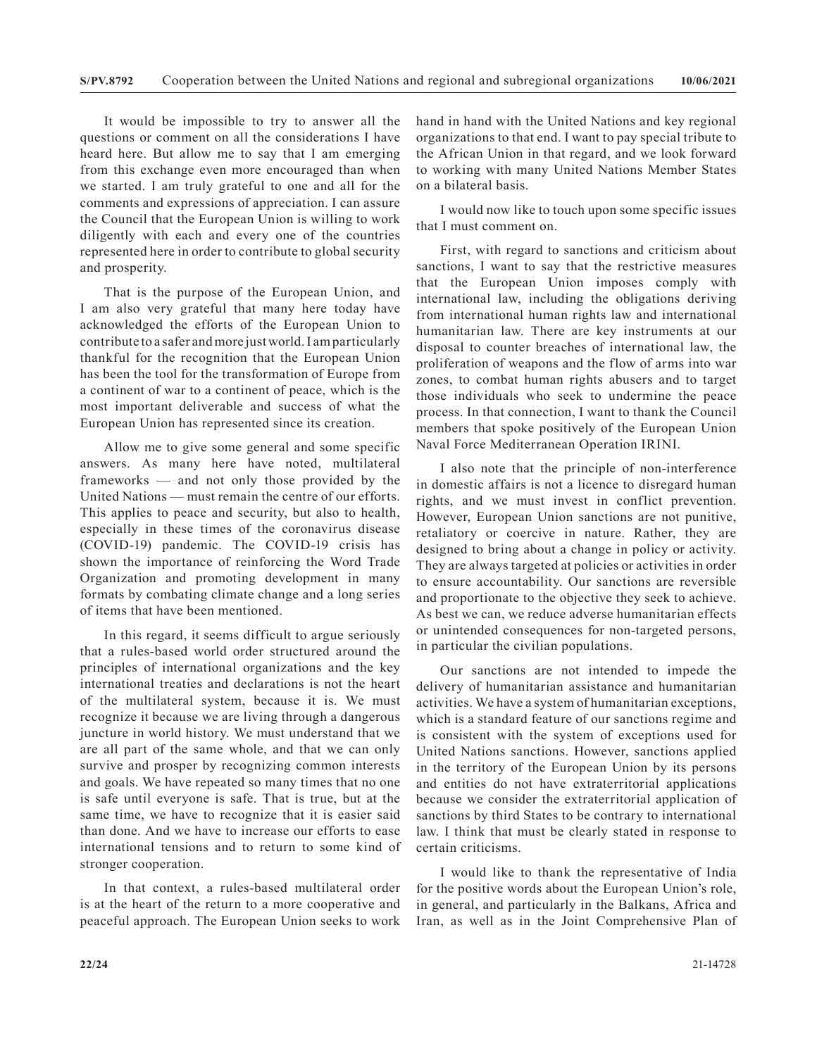It would be impossible to try to answer all the questions or comment on all the considerations I have heard here. But allow me to say that I am emerging from this exchange even more encouraged than when we started. I am truly grateful to one and all for the comments and expressions of appreciation. I can assure the Council that the European Union is willing to work diligently with each and every one of the countries represented here in order to contribute to global security and prosperity.

That is the purpose of the European Union, and I am also very grateful that many here today have acknowledged the efforts of the European Union to contribute to a safer and more just world. I am particularly thankful for the recognition that the European Union has been the tool for the transformation of Europe from a continent of war to a continent of peace, which is the most important deliverable and success of what the European Union has represented since its creation.

Allow me to give some general and some specific answers. As many here have noted, multilateral frameworks — and not only those provided by the United Nations — must remain the centre of our efforts. This applies to peace and security, but also to health, especially in these times of the coronavirus disease (COVID-19) pandemic. The COVID-19 crisis has shown the importance of reinforcing the Word Trade Organization and promoting development in many formats by combating climate change and a long series of items that have been mentioned.

In this regard, it seems difficult to argue seriously that a rules-based world order structured around the principles of international organizations and the key international treaties and declarations is not the heart of the multilateral system, because it is. We must recognize it because we are living through a dangerous juncture in world history. We must understand that we are all part of the same whole, and that we can only survive and prosper by recognizing common interests and goals. We have repeated so many times that no one is safe until everyone is safe. That is true, but at the same time, we have to recognize that it is easier said than done. And we have to increase our efforts to ease international tensions and to return to some kind of stronger cooperation.

In that context, a rules-based multilateral order is at the heart of the return to a more cooperative and peaceful approach. The European Union seeks to work hand in hand with the United Nations and key regional organizations to that end. I want to pay special tribute to the African Union in that regard, and we look forward to working with many United Nations Member States on a bilateral basis.

I would now like to touch upon some specific issues that I must comment on.

First, with regard to sanctions and criticism about sanctions, I want to say that the restrictive measures that the European Union imposes comply with international law, including the obligations deriving from international human rights law and international humanitarian law. There are key instruments at our disposal to counter breaches of international law, the proliferation of weapons and the flow of arms into war zones, to combat human rights abusers and to target those individuals who seek to undermine the peace process. In that connection, I want to thank the Council members that spoke positively of the European Union Naval Force Mediterranean Operation IRINI.

I also note that the principle of non-interference in domestic affairs is not a licence to disregard human rights, and we must invest in conflict prevention. However, European Union sanctions are not punitive, retaliatory or coercive in nature. Rather, they are designed to bring about a change in policy or activity. They are always targeted at policies or activities in order to ensure accountability. Our sanctions are reversible and proportionate to the objective they seek to achieve. As best we can, we reduce adverse humanitarian effects or unintended consequences for non-targeted persons, in particular the civilian populations.

Our sanctions are not intended to impede the delivery of humanitarian assistance and humanitarian activities. We have a system of humanitarian exceptions, which is a standard feature of our sanctions regime and is consistent with the system of exceptions used for United Nations sanctions. However, sanctions applied in the territory of the European Union by its persons and entities do not have extraterritorial applications because we consider the extraterritorial application of sanctions by third States to be contrary to international law. I think that must be clearly stated in response to certain criticisms.

I would like to thank the representative of India for the positive words about the European Union's role, in general, and particularly in the Balkans, Africa and Iran, as well as in the Joint Comprehensive Plan of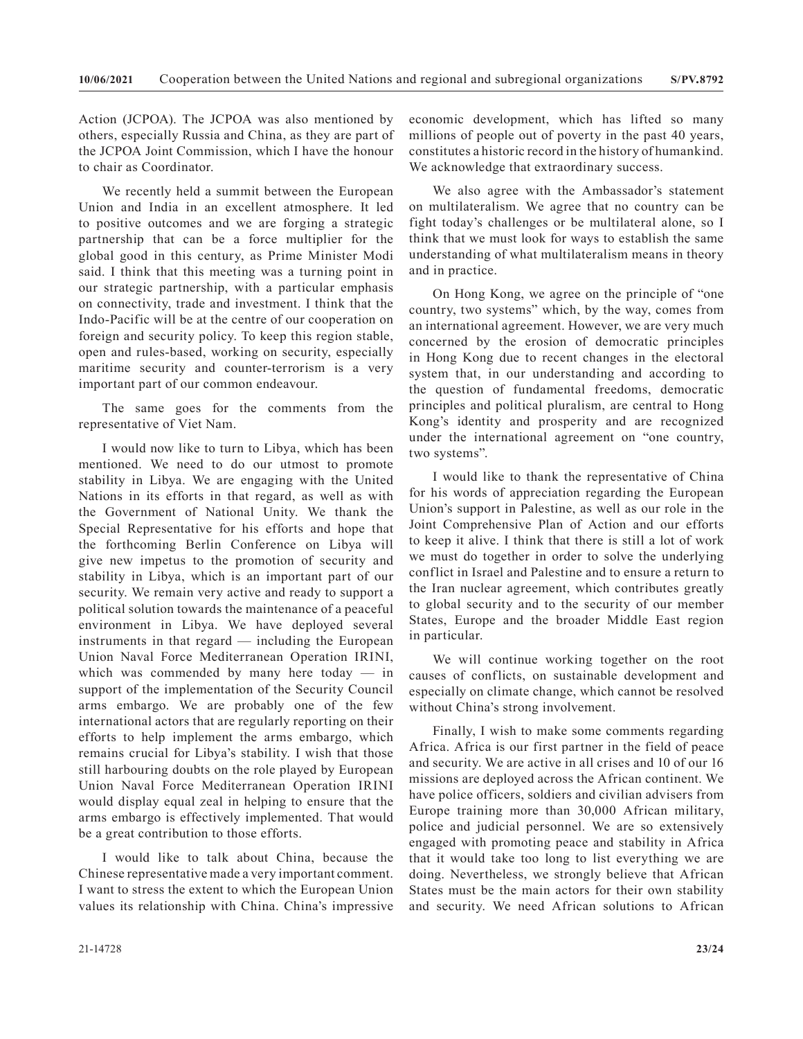Action (JCPOA). The JCPOA was also mentioned by others, especially Russia and China, as they are part of the JCPOA Joint Commission, which I have the honour to chair as Coordinator.

We recently held a summit between the European Union and India in an excellent atmosphere. It led to positive outcomes and we are forging a strategic partnership that can be a force multiplier for the global good in this century, as Prime Minister Modi said. I think that this meeting was a turning point in our strategic partnership, with a particular emphasis on connectivity, trade and investment. I think that the Indo-Pacific will be at the centre of our cooperation on foreign and security policy. To keep this region stable, open and rules-based, working on security, especially maritime security and counter-terrorism is a very important part of our common endeavour.

The same goes for the comments from the representative of Viet Nam.

I would now like to turn to Libya, which has been mentioned. We need to do our utmost to promote stability in Libya. We are engaging with the United Nations in its efforts in that regard, as well as with the Government of National Unity. We thank the Special Representative for his efforts and hope that the forthcoming Berlin Conference on Libya will give new impetus to the promotion of security and stability in Libya, which is an important part of our security. We remain very active and ready to support a political solution towards the maintenance of a peaceful environment in Libya. We have deployed several instruments in that regard — including the European Union Naval Force Mediterranean Operation IRINI, which was commended by many here today — in support of the implementation of the Security Council arms embargo. We are probably one of the few international actors that are regularly reporting on their efforts to help implement the arms embargo, which remains crucial for Libya's stability. I wish that those still harbouring doubts on the role played by European Union Naval Force Mediterranean Operation IRINI would display equal zeal in helping to ensure that the arms embargo is effectively implemented. That would be a great contribution to those efforts.

I would like to talk about China, because the Chinese representative made a very important comment. I want to stress the extent to which the European Union values its relationship with China. China's impressive economic development, which has lifted so many millions of people out of poverty in the past 40 years, constitutes a historic record in the history of humankind. We acknowledge that extraordinary success.

We also agree with the Ambassador's statement on multilateralism. We agree that no country can be fight today's challenges or be multilateral alone, so I think that we must look for ways to establish the same understanding of what multilateralism means in theory and in practice.

On Hong Kong, we agree on the principle of "one country, two systems" which, by the way, comes from an international agreement. However, we are very much concerned by the erosion of democratic principles in Hong Kong due to recent changes in the electoral system that, in our understanding and according to the question of fundamental freedoms, democratic principles and political pluralism, are central to Hong Kong's identity and prosperity and are recognized under the international agreement on "one country, two systems".

I would like to thank the representative of China for his words of appreciation regarding the European Union's support in Palestine, as well as our role in the Joint Comprehensive Plan of Action and our efforts to keep it alive. I think that there is still a lot of work we must do together in order to solve the underlying conflict in Israel and Palestine and to ensure a return to the Iran nuclear agreement, which contributes greatly to global security and to the security of our member States, Europe and the broader Middle East region in particular.

We will continue working together on the root causes of conflicts, on sustainable development and especially on climate change, which cannot be resolved without China's strong involvement.

Finally, I wish to make some comments regarding Africa. Africa is our first partner in the field of peace and security. We are active in all crises and 10 of our 16 missions are deployed across the African continent. We have police officers, soldiers and civilian advisers from Europe training more than 30,000 African military, police and judicial personnel. We are so extensively engaged with promoting peace and stability in Africa that it would take too long to list everything we are doing. Nevertheless, we strongly believe that African States must be the main actors for their own stability and security. We need African solutions to African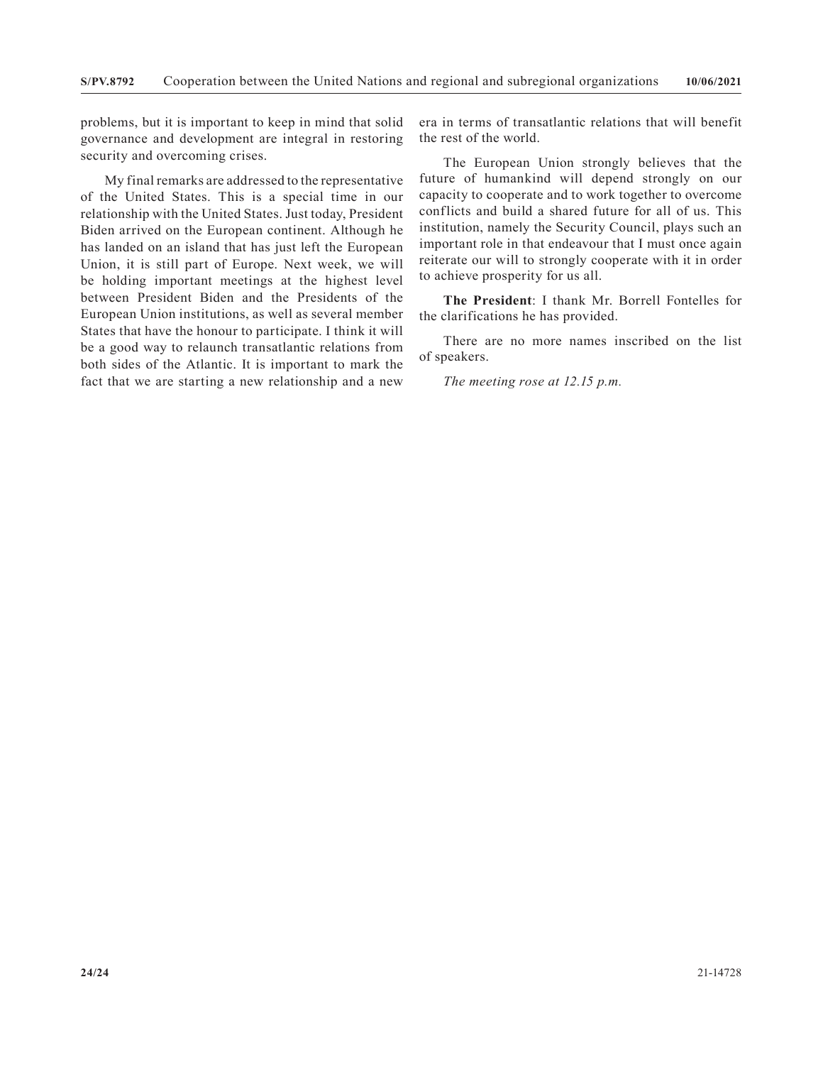problems, but it is important to keep in mind that solid governance and development are integral in restoring security and overcoming crises.

My final remarks are addressed to the representative of the United States. This is a special time in our relationship with the United States. Just today, President Biden arrived on the European continent. Although he has landed on an island that has just left the European Union, it is still part of Europe. Next week, we will be holding important meetings at the highest level between President Biden and the Presidents of the European Union institutions, as well as several member States that have the honour to participate. I think it will be a good way to relaunch transatlantic relations from both sides of the Atlantic. It is important to mark the fact that we are starting a new relationship and a new era in terms of transatlantic relations that will benefit the rest of the world.

The European Union strongly believes that the future of humankind will depend strongly on our capacity to cooperate and to work together to overcome conflicts and build a shared future for all of us. This institution, namely the Security Council, plays such an important role in that endeavour that I must once again reiterate our will to strongly cooperate with it in order to achieve prosperity for us all.

**The President**: I thank Mr. Borrell Fontelles for the clarifications he has provided.

There are no more names inscribed on the list of speakers.

*The meeting rose at 12.15 p.m.*